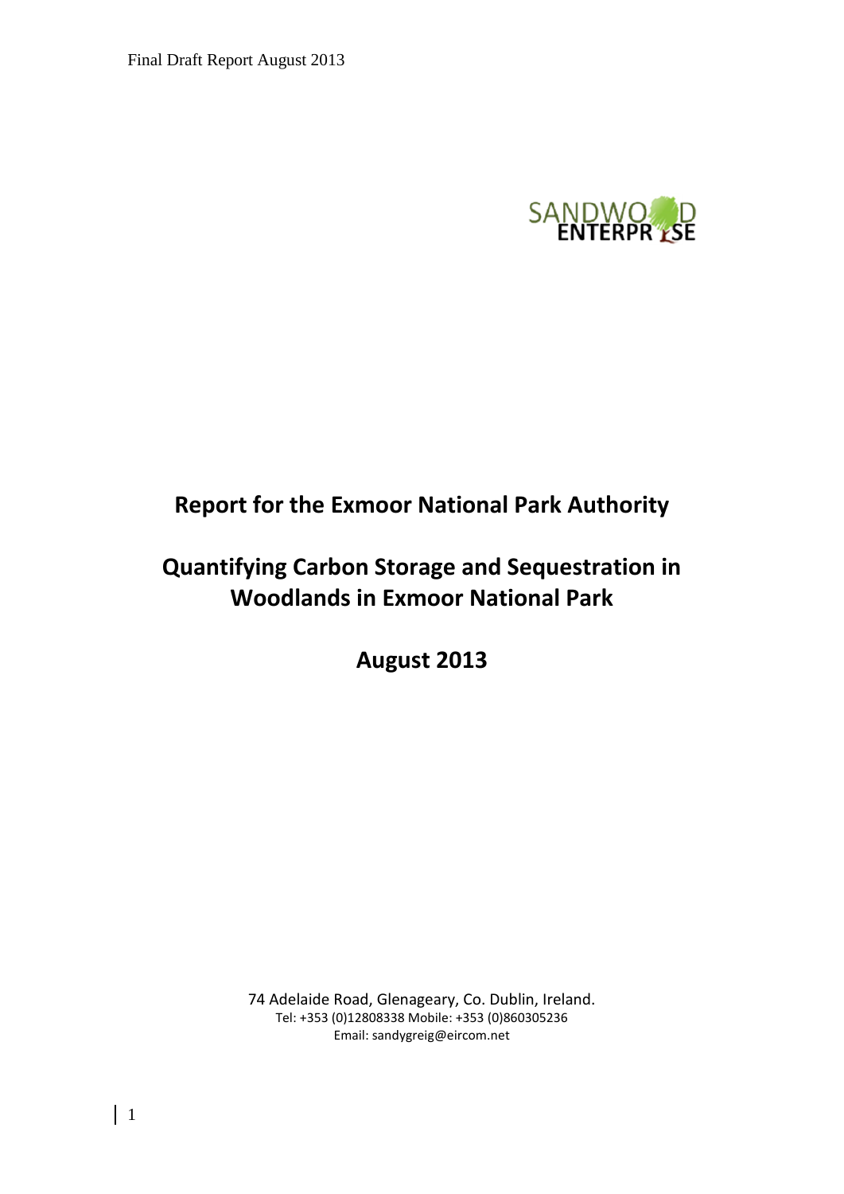Final Draft Report August 2013

SANDWOOD ENTERPRISE

# Report for the Exmoor National Park Authority

# Quantifying Carbon Storage and Sequestration in Woodlands in Exmoor National Park

## August 2013

74 Adelaide Road, Glenageary, Co. Dublin, Ireland.
Tel: +353 (0)12808338 Mobile: +353 (0)860305236
Email: sandygreig@eircom.net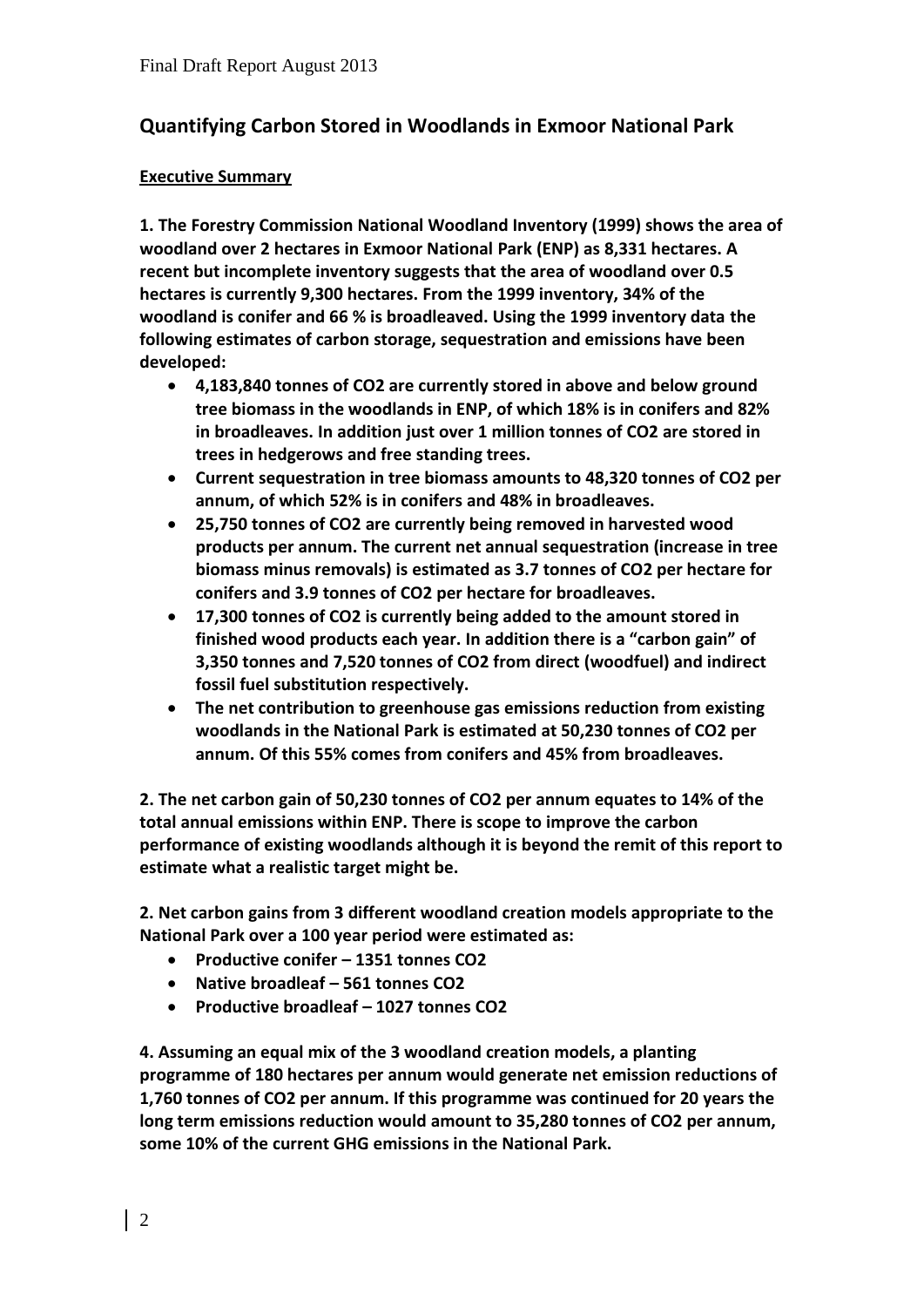## Quantifying Carbon Stored in Woodlands in Exmoor National Park

**Executive Summary**

**1. The Forestry Commission National Woodland Inventory (1999) shows the area of woodland over 2 hectares in Exmoor National Park (ENP) as 8,331 hectares. A recent but incomplete inventory suggests that the area of woodland over 0.5 hectares is currently 9,300 hectares. From the 1999 inventory, 34% of the woodland is conifer and 66 % is broadleaved. Using the 1999 inventory data the following estimates of carbon storage, sequestration and emissions have been developed:**

- **4,183,840 tonnes of CO2 are currently stored in above and below ground tree biomass in the woodlands in ENP, of which 18% is in conifers and 82% in broadleaves. In addition just over 1 million tonnes of CO2 are stored in trees in hedgerows and free standing trees.**
- **Current sequestration in tree biomass amounts to 48,320 tonnes of CO2 per annum, of which 52% is in conifers and 48% in broadleaves.**
- **25,750 tonnes of CO2 are currently being removed in harvested wood products per annum. The current net annual sequestration (increase in tree biomass minus removals) is estimated as 3.7 tonnes of CO2 per hectare for conifers and 3.9 tonnes of CO2 per hectare for broadleaves.**
- **17,300 tonnes of CO2 is currently being added to the amount stored in finished wood products each year. In addition there is a "carbon gain" of 3,350 tonnes and 7,520 tonnes of CO2 from direct (woodfuel) and indirect fossil fuel substitution respectively.**
- **The net contribution to greenhouse gas emissions reduction from existing woodlands in the National Park is estimated at 50,230 tonnes of CO2 per annum. Of this 55% comes from conifers and 45% from broadleaves.**

**2. The net carbon gain of 50,230 tonnes of CO2 per annum equates to 14% of the total annual emissions within ENP. There is scope to improve the carbon performance of existing woodlands although it is beyond the remit of this report to estimate what a realistic target might be.**

**2. Net carbon gains from 3 different woodland creation models appropriate to the National Park over a 100 year period were estimated as:**

- **Productive conifer – 1351 tonnes CO2**
- **Native broadleaf – 561 tonnes CO2**
- **Productive broadleaf – 1027 tonnes CO2**

**4. Assuming an equal mix of the 3 woodland creation models, a planting programme of 180 hectares per annum would generate net emission reductions of 1,760 tonnes of CO2 per annum. If this programme was continued for 20 years the long term emissions reduction would amount to 35,280 tonnes of CO2 per annum, some 10% of the current GHG emissions in the National Park.**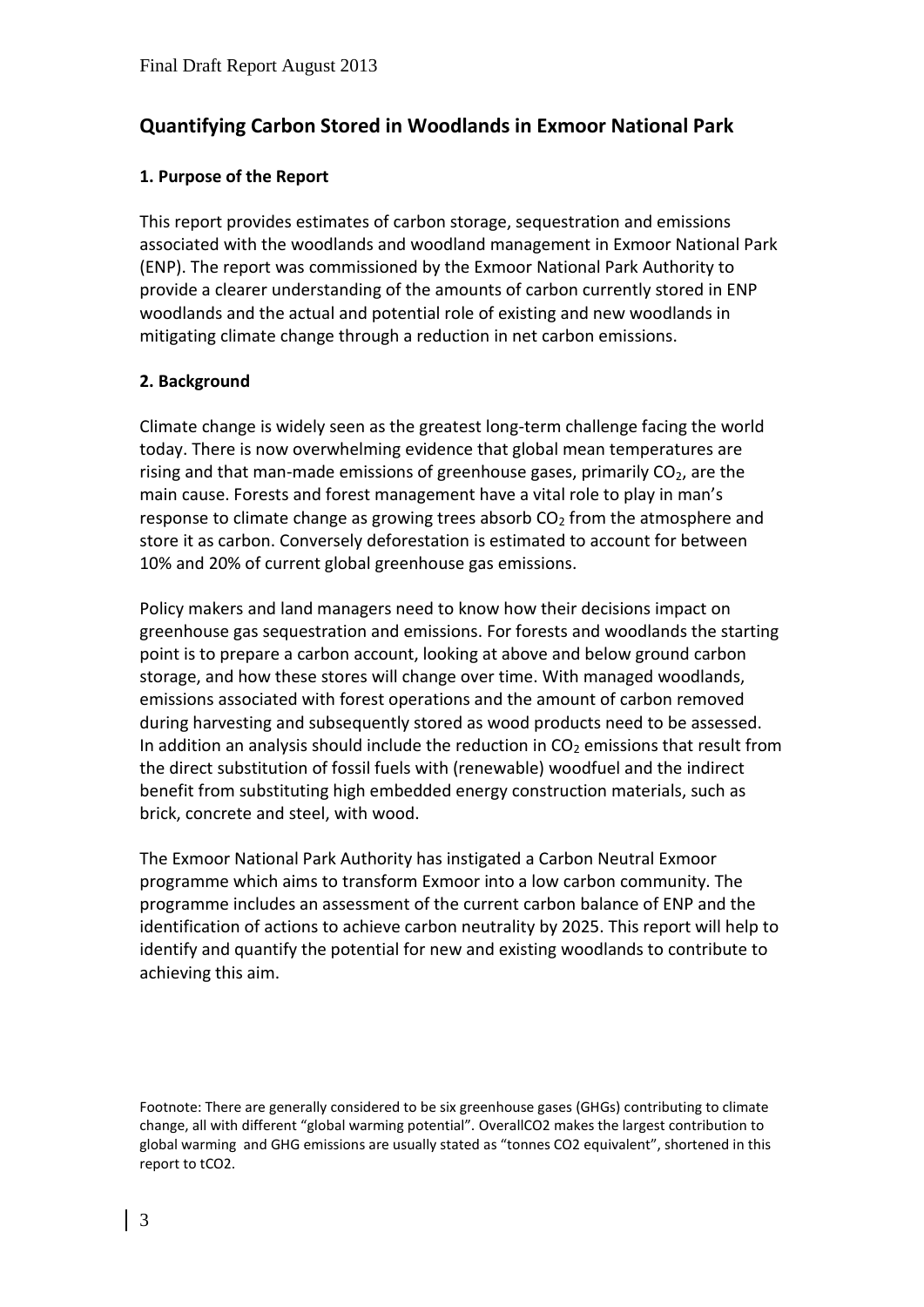# Quantifying Carbon Stored in Woodlands in Exmoor National Park

## 1. Purpose of the Report

This report provides estimates of carbon storage, sequestration and emissions associated with the woodlands and woodland management in Exmoor National Park (ENP). The report was commissioned by the Exmoor National Park Authority to provide a clearer understanding of the amounts of carbon currently stored in ENP woodlands and the actual and potential role of existing and new woodlands in mitigating climate change through a reduction in net carbon emissions.

## 2. Background

Climate change is widely seen as the greatest long-term challenge facing the world today. There is now overwhelming evidence that global mean temperatures are rising and that man-made emissions of greenhouse gases, primarily $CO_2$, are the main cause. Forests and forest management have a vital role to play in man's response to climate change as growing trees absorb $CO_2$ from the atmosphere and store it as carbon. Conversely deforestation is estimated to account for between 10% and 20% of current global greenhouse gas emissions.

Policy makers and land managers need to know how their decisions impact on greenhouse gas sequestration and emissions. For forests and woodlands the starting point is to prepare a carbon account, looking at above and below ground carbon storage, and how these stores will change over time. With managed woodlands, emissions associated with forest operations and the amount of carbon removed during harvesting and subsequently stored as wood products need to be assessed. In addition an analysis should include the reduction in $CO_2$ emissions that result from the direct substitution of fossil fuels with (renewable) woodfuel and the indirect benefit from substituting high embedded energy construction materials, such as brick, concrete and steel, with wood.

The Exmoor National Park Authority has instigated a Carbon Neutral Exmoor programme which aims to transform Exmoor into a low carbon community. The programme includes an assessment of the current carbon balance of ENP and the identification of actions to achieve carbon neutrality by 2025. This report will help to identify and quantify the potential for new and existing woodlands to contribute to achieving this aim.

Footnote: There are generally considered to be six greenhouse gases (GHGs) contributing to climate change, all with different "global warming potential". OverallCO2 makes the largest contribution to global warming and GHG emissions are usually stated as "tonnes CO2 equivalent", shortened in this report to tCO2.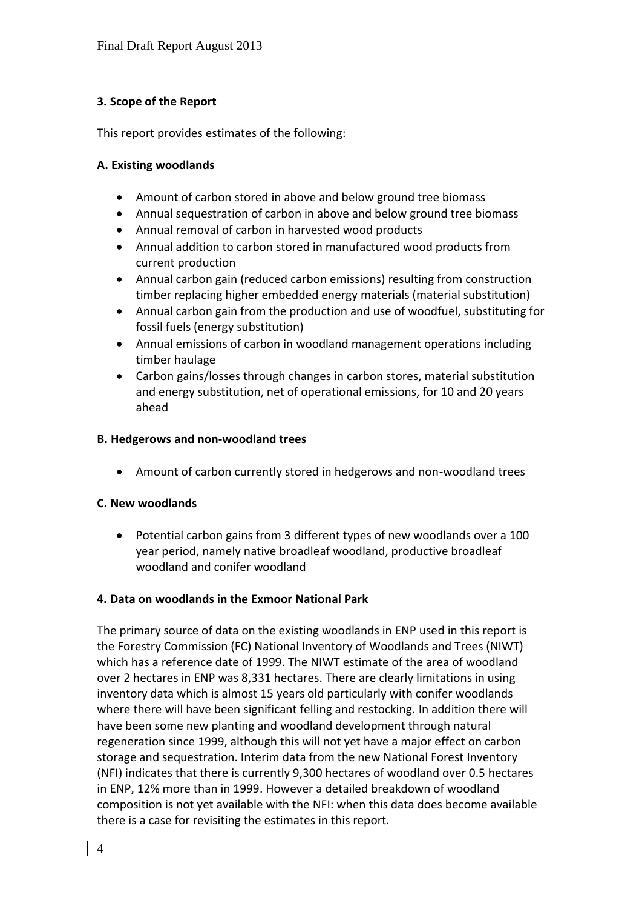## 3. Scope of the Report

This report provides estimates of the following:

### A. Existing woodlands

- Amount of carbon stored in above and below ground tree biomass
- Annual sequestration of carbon in above and below ground tree biomass
- Annual removal of carbon in harvested wood products
- Annual addition to carbon stored in manufactured wood products from current production
- Annual carbon gain (reduced carbon emissions) resulting from construction timber replacing higher embedded energy materials (material substitution)
- Annual carbon gain from the production and use of woodfuel, substituting for fossil fuels (energy substitution)
- Annual emissions of carbon in woodland management operations including timber haulage
- Carbon gains/losses through changes in carbon stores, material substitution and energy substitution, net of operational emissions, for 10 and 20 years ahead

### B. Hedgerows and non-woodland trees

- Amount of carbon currently stored in hedgerows and non-woodland trees

### C. New woodlands

- Potential carbon gains from 3 different types of new woodlands over a 100 year period, namely native broadleaf woodland, productive broadleaf woodland and conifer woodland

## 4. Data on woodlands in the Exmoor National Park

The primary source of data on the existing woodlands in ENP used in this report is the Forestry Commission (FC) National Inventory of Woodlands and Trees (NIWT) which has a reference date of 1999. The NIWT estimate of the area of woodland over 2 hectares in ENP was 8,331 hectares. There are clearly limitations in using inventory data which is almost 15 years old particularly with conifer woodlands where there will have been significant felling and restocking. In addition there will have been some new planting and woodland development through natural regeneration since 1999, although this will not yet have a major effect on carbon storage and sequestration. Interim data from the new National Forest Inventory (NFI) indicates that there is currently 9,300 hectares of woodland over 0.5 hectares in ENP, 12% more than in 1999. However a detailed breakdown of woodland composition is not yet available with the NFI: when this data does become available there is a case for revisiting the estimates in this report.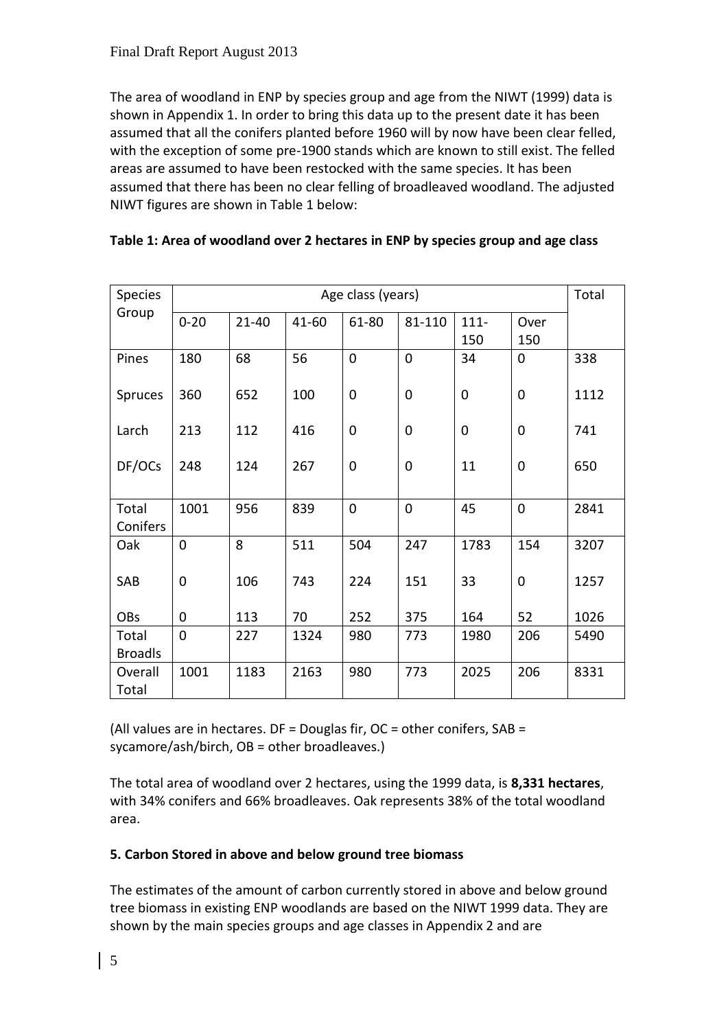The area of woodland in ENP by species group and age from the NIWT (1999) data is shown in Appendix 1. In order to bring this data up to the present date it has been assumed that all the conifers planted before 1960 will by now have been clear felled, with the exception of some pre-1900 stands which are known to still exist. The felled areas are assumed to have been restocked with the same species. It has been assumed that there has been no clear felling of broadleaved woodland. The adjusted NIWT figures are shown in Table 1 below:

**Table 1: Area of woodland over 2 hectares in ENP by species group and age class**

| Species Group | Age class (years) | | | | | | | Total |
|---|---|---|---|---|---|---|---|---|
| | 0-20 | 21-40 | 41-60 | 61-80 | 81-110 | 111-150 | Over 150 | |
| Pines | 180 | 68 | 56 | 0 | 0 | 34 | 0 | 338 |
| Spruces | 360 | 652 | 100 | 0 | 0 | 0 | 0 | 1112 |
| Larch | 213 | 112 | 416 | 0 | 0 | 0 | 0 | 741 |
| DF/OCs | 248 | 124 | 267 | 0 | 0 | 11 | 0 | 650 |
| Total Conifers | 1001 | 956 | 839 | 0 | 0 | 45 | 0 | 2841 |
| Oak | 0 | 8 | 511 | 504 | 247 | 1783 | 154 | 3207 |
| SAB | 0 | 106 | 743 | 224 | 151 | 33 | 0 | 1257 |
| OBs | 0 | 113 | 70 | 252 | 375 | 164 | 52 | 1026 |
| Total Broadls | 0 | 227 | 1324 | 980 | 773 | 1980 | 206 | 5490 |
| Overall Total | 1001 | 1183 | 2163 | 980 | 773 | 2025 | 206 | 8331 |

(All values are in hectares. DF = Douglas fir, OC = other conifers, SAB = sycamore/ash/birch, OB = other broadleaves.)

The total area of woodland over 2 hectares, using the 1999 data, is **8,331 hectares**, with 34% conifers and 66% broadleaves. Oak represents 38% of the total woodland area.

## 5. Carbon Stored in above and below ground tree biomass

The estimates of the amount of carbon currently stored in above and below ground tree biomass in existing ENP woodlands are based on the NIWT 1999 data. They are shown by the main species groups and age classes in Appendix 2 and are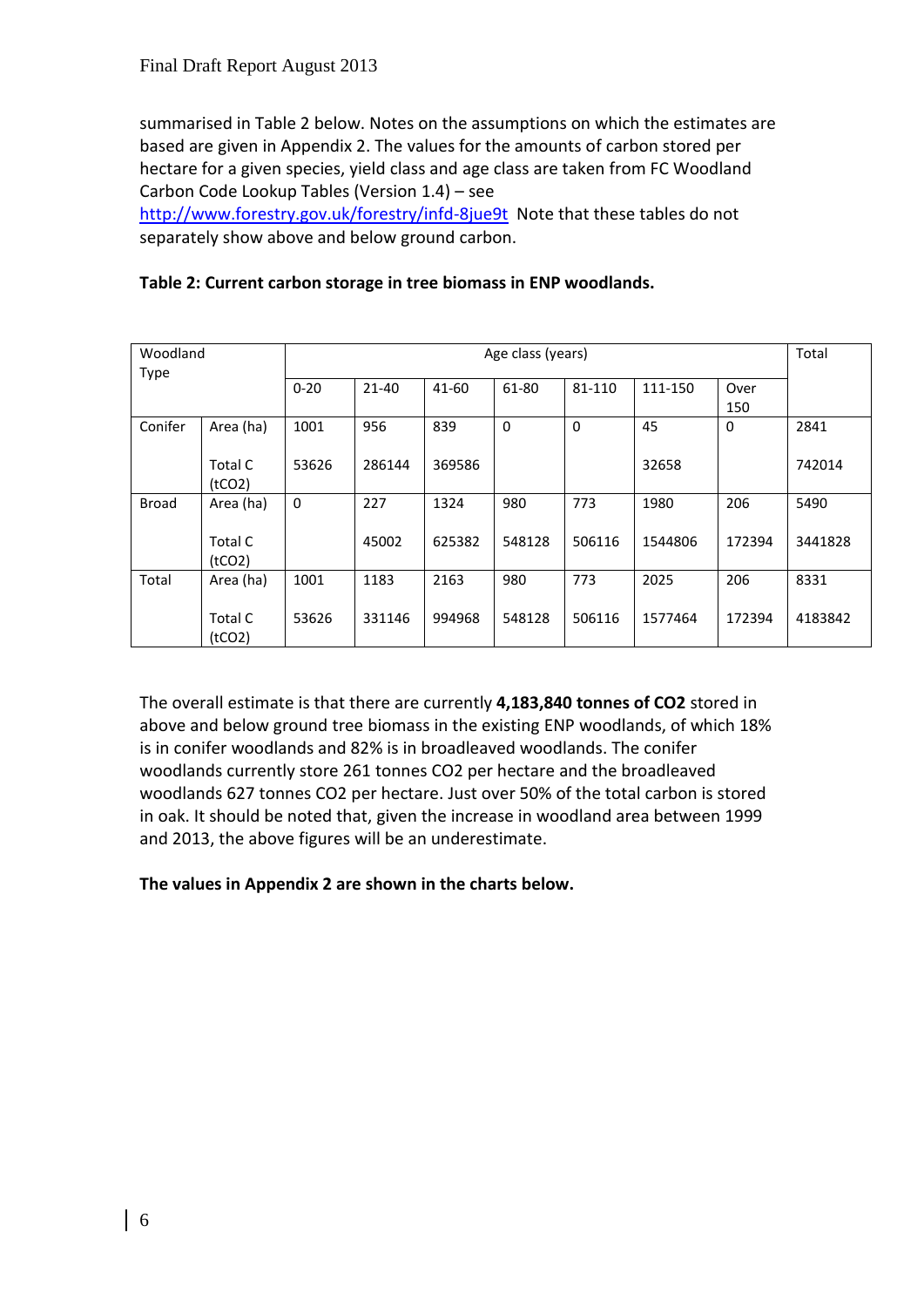summarised in Table 2 below. Notes on the assumptions on which the estimates are based are given in Appendix 2. The values for the amounts of carbon stored per hectare for a given species, yield class and age class are taken from FC Woodland Carbon Code Lookup Tables (Version 1.4) – see http://www.forestry.gov.uk/forestry/infd-8jue9t Note that these tables do not separately show above and below ground carbon.

**Table 2: Current carbon storage in tree biomass in ENP woodlands.**

| Woodland Type | | Age class (years) | | | | | | | Total |
|---|---|---|---|---|---|---|---|---|---|
| | | 0-20 | 21-40 | 41-60 | 61-80 | 81-110 | 111-150 | Over 150 | |
| Conifer | Area (ha) | 1001 | 956 | 839 | 0 | 0 | 45 | 0 | 2841 |
| | Total C ($tCO_2$) | 53626 | 286144 | 369586 | | | 32658 | | 742014 |
| Broad | Area (ha) | 0 | 227 | 1324 | 980 | 773 | 1980 | 206 | 5490 |
| | Total C ($tCO_2$) | | 45002 | 625382 | 548128 | 506116 | 1544806 | 172394 | 3441828 |
| Total | Area (ha) | 1001 | 1183 | 2163 | 980 | 773 | 2025 | 206 | 8331 |
| | Total C ($tCO_2$) | 53626 | 331146 | 994968 | 548128 | 506116 | 1577464 | 172394 | 4183842 |

The overall estimate is that there are currently **4,183,840 tonnes of $CO_2$** stored in above and below ground tree biomass in the existing ENP woodlands, of which 18% is in conifer woodlands and 82% is in broadleaved woodlands. The conifer woodlands currently store 261 tonnes $CO_2$ per hectare and the broadleaved woodlands 627 tonnes $CO_2$ per hectare. Just over 50% of the total carbon is stored in oak. It should be noted that, given the increase in woodland area between 1999 and 2013, the above figures will be an underestimate.

**The values in Appendix 2 are shown in the charts below.**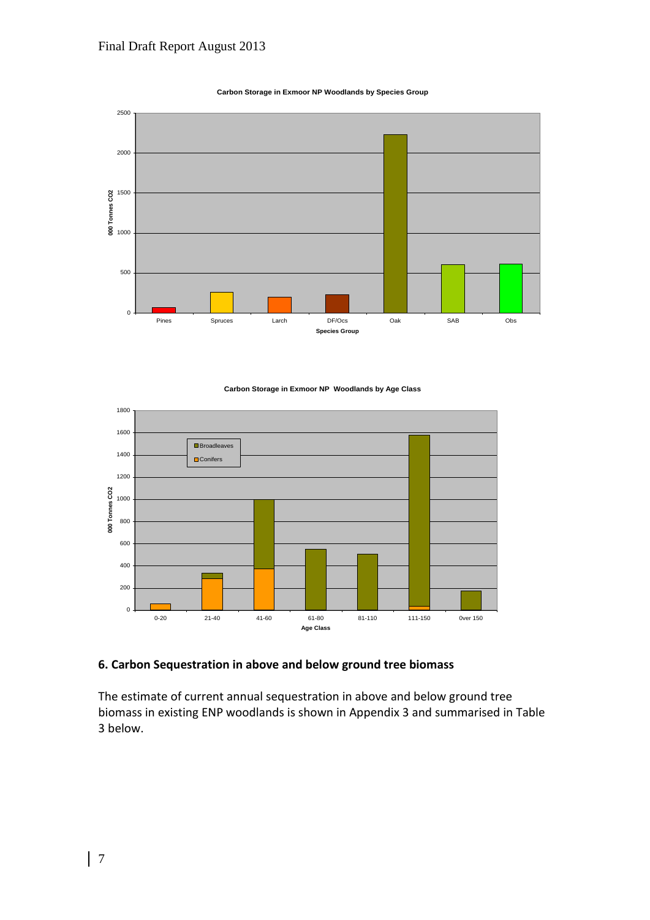**Carbon Storage in Exmoor NP Woodlands by Species Group**

**Carbon Storage in Exmoor NP Woodlands by Age Class**

## 6. Carbon Sequestration in above and below ground tree biomass

The estimate of current annual sequestration in above and below ground tree biomass in existing ENP woodlands is shown in Appendix 3 and summarised in Table 3 below.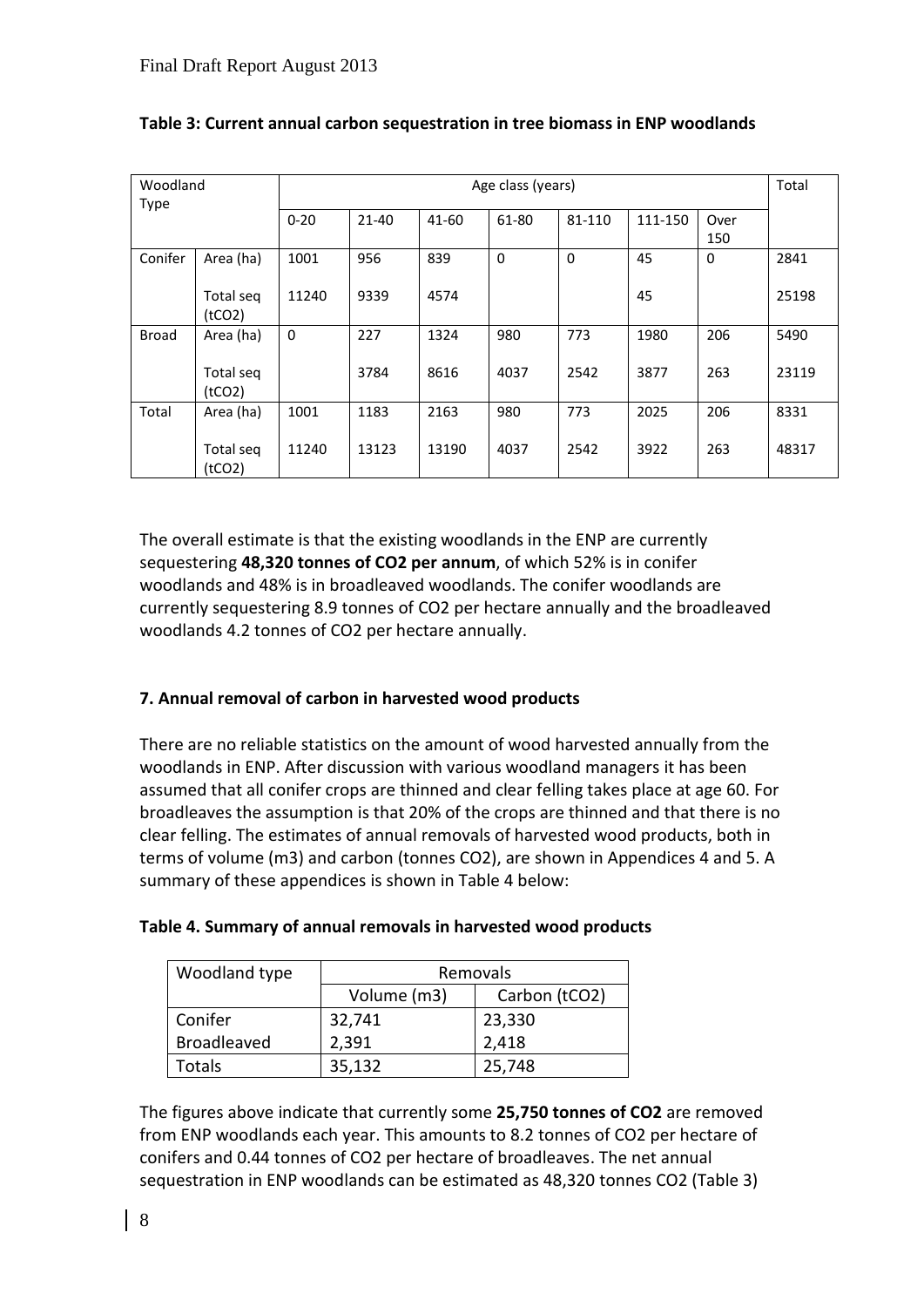**Table 3: Current annual carbon sequestration in tree biomass in ENP woodlands**

| Woodland Type | | Age class (years) | | | | | | | Total |
|---|---|---|---|---|---|---|---|---|---|
| | | 0-20 | 21-40 | 41-60 | 61-80 | 81-110 | 111-150 | Over 150 | |
| Conifer | Area (ha) | 1001 | 956 | 839 | 0 | 0 | 45 | 0 | 2841 |
| | Total seq ($tCO_2$) | 11240 | 9339 | 4574 | | | 45 | | 25198 |
| Broad | Area (ha) | 0 | 227 | 1324 | 980 | 773 | 1980 | 206 | 5490 |
| | Total seq ($tCO_2$) | | 3784 | 8616 | 4037 | 2542 | 3877 | 263 | 23119 |
| Total | Area (ha) | 1001 | 1183 | 2163 | 980 | 773 | 2025 | 206 | 8331 |
| | Total seq ($tCO_2$) | 11240 | 13123 | 13190 | 4037 | 2542 | 3922 | 263 | 48317 |

The overall estimate is that the existing woodlands in the ENP are currently sequestering **48,320 tonnes of $CO_2$ per annum**, of which 52% is in conifer woodlands and 48% is in broadleaved woodlands. The conifer woodlands are currently sequestering 8.9 tonnes of $CO_2$ per hectare annually and the broadleaved woodlands 4.2 tonnes of $CO_2$ per hectare annually.

## 7. Annual removal of carbon in harvested wood products

There are no reliable statistics on the amount of wood harvested annually from the woodlands in ENP. After discussion with various woodland managers it has been assumed that all conifer crops are thinned and clear felling takes place at age 60. For broadleaves the assumption is that 20% of the crops are thinned and that there is no clear felling. The estimates of annual removals of harvested wood products, both in terms of volume ($m^3$) and carbon (tonnes $CO_2$), are shown in Appendices 4 and 5. A summary of these appendices is shown in Table 4 below:

**Table 4. Summary of annual removals in harvested wood products**

| Woodland type | Removals | |
|---|---|---|
| | Volume ($m^3$) | Carbon ($tCO_2$) |
| Conifer | 32,741 | 23,330 |
| Broadleaved | 2,391 | 2,418 |
| Totals | 35,132 | 25,748 |

The figures above indicate that currently some **25,750 tonnes of $CO_2$** are removed from ENP woodlands each year. This amounts to 8.2 tonnes of $CO_2$ per hectare of conifers and 0.44 tonnes of $CO_2$ per hectare of broadleaves. The net annual sequestration in ENP woodlands can be estimated as 48,320 tonnes $CO_2$ (Table 3)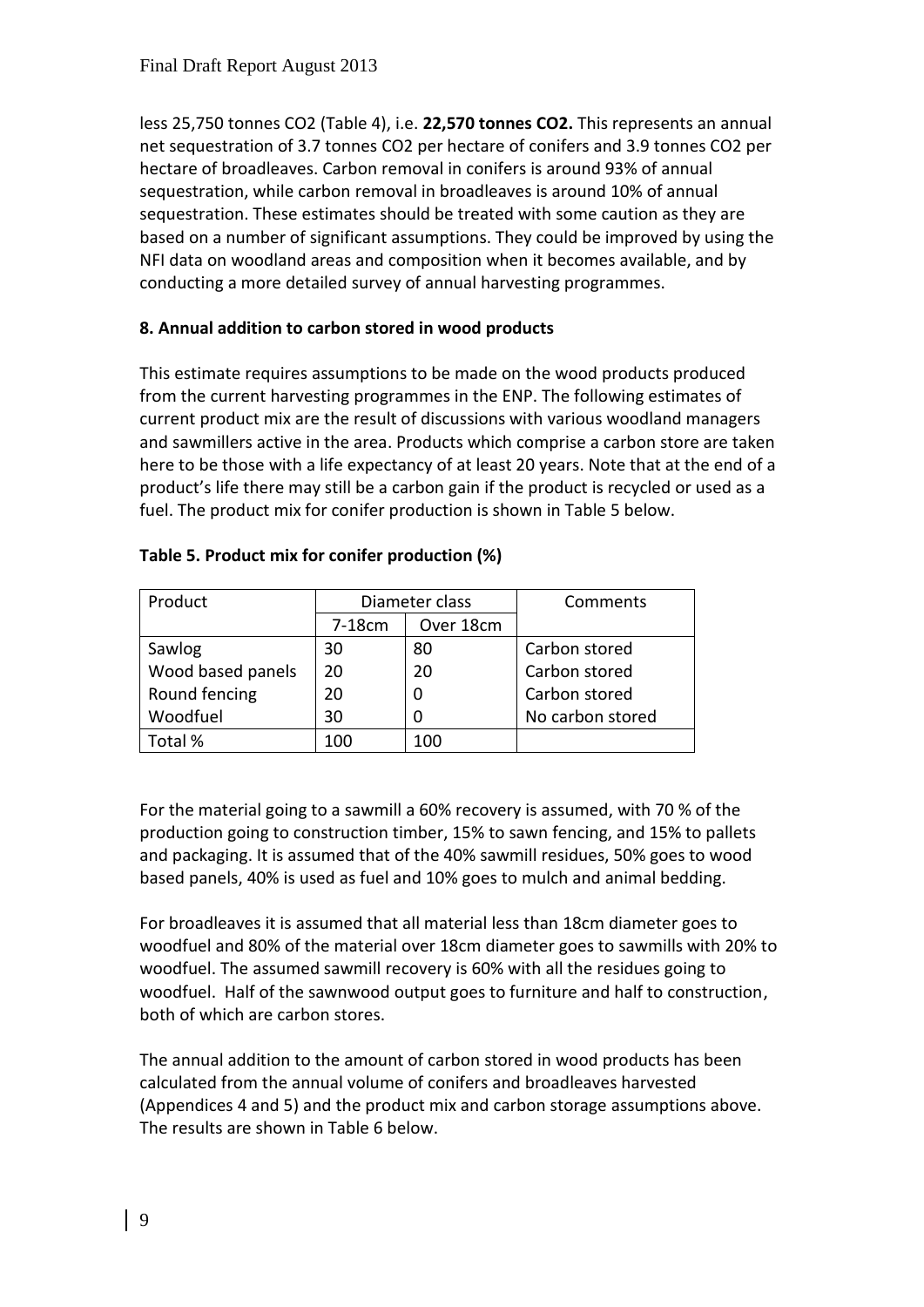less 25,750 tonnes $CO_2$ (Table 4), i.e. **22,570 tonnes $CO_2$.** This represents an annual net sequestration of 3.7 tonnes $CO_2$ per hectare of conifers and 3.9 tonnes $CO_2$ per hectare of broadleaves. Carbon removal in conifers is around 93% of annual sequestration, while carbon removal in broadleaves is around 10% of annual sequestration. These estimates should be treated with some caution as they are based on a number of significant assumptions. They could be improved by using the NFI data on woodland areas and composition when it becomes available, and by conducting a more detailed survey of annual harvesting programmes.

### 8. Annual addition to carbon stored in wood products

This estimate requires assumptions to be made on the wood products produced from the current harvesting programmes in the ENP. The following estimates of current product mix are the result of discussions with various woodland managers and sawmillers active in the area. Products which comprise a carbon store are taken here to be those with a life expectancy of at least 20 years. Note that at the end of a product's life there may still be a carbon gain if the product is recycled or used as a fuel. The product mix for conifer production is shown in Table 5 below.

**Table 5. Product mix for conifer production (%)**

| Product | Diameter class | | Comments |
|---|---|---|---|
| | 7-18cm | Over 18cm | |
| Sawlog | 30 | 80 | Carbon stored |
| Wood based panels | 20 | 20 | Carbon stored |
| Round fencing | 20 | 0 | Carbon stored |
| Woodfuel | 30 | 0 | No carbon stored |
| Total % | 100 | 100 | |

For the material going to a sawmill a 60% recovery is assumed, with 70 % of the production going to construction timber, 15% to sawn fencing, and 15% to pallets and packaging. It is assumed that of the 40% sawmill residues, 50% goes to wood based panels, 40% is used as fuel and 10% goes to mulch and animal bedding.

For broadleaves it is assumed that all material less than 18cm diameter goes to woodfuel and 80% of the material over 18cm diameter goes to sawmills with 20% to woodfuel. The assumed sawmill recovery is 60% with all the residues going to woodfuel. Half of the sawnwood output goes to furniture and half to construction, both of which are carbon stores.

The annual addition to the amount of carbon stored in wood products has been calculated from the annual volume of conifers and broadleaves harvested (Appendices 4 and 5) and the product mix and carbon storage assumptions above. The results are shown in Table 6 below.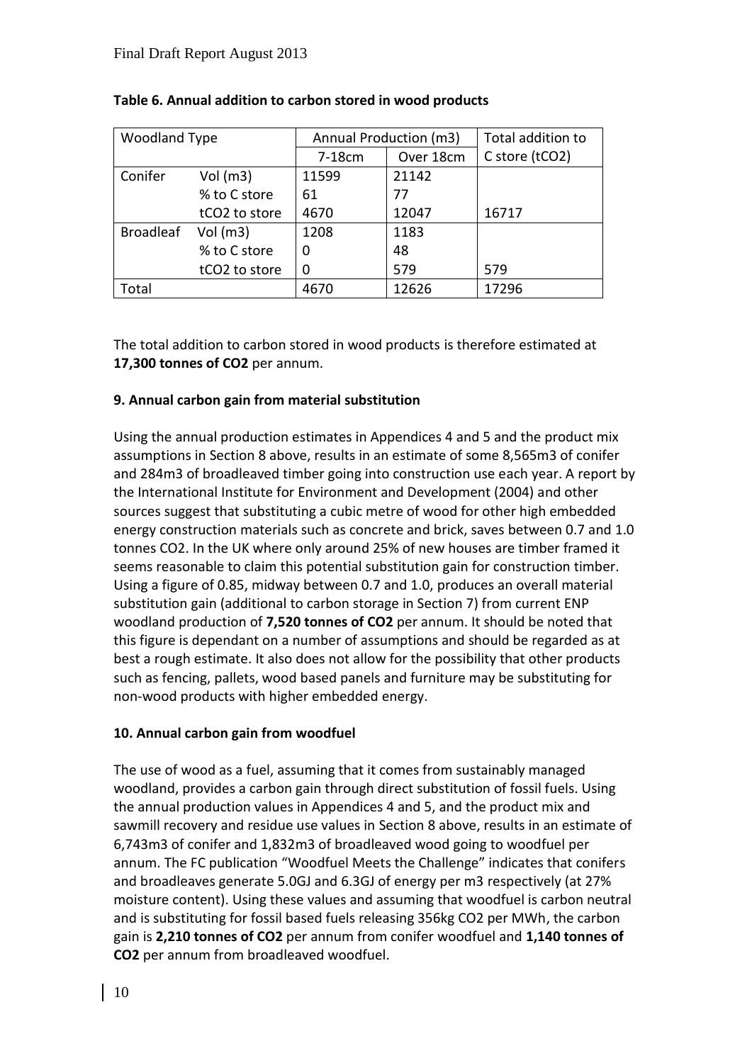**Table 6. Annual addition to carbon stored in wood products**

| Woodland Type | | Annual Production (m3) | | Total addition to C store ($tCO_2$) |
|---|---|---|---|---|
| | | 7-18cm | Over 18cm | |
| Conifer | Vol (m3) | 11599 | 21142 | |
| | % to C store | 61 | 77 | |
| | $tCO_2$ to store | 4670 | 12047 | 16717 |
| Broadleaf | Vol (m3) | 1208 | 1183 | |
| | % to C store | 0 | 48 | |
| | $tCO_2$ to store | 0 | 579 | 579 |
| Total | | 4670 | 12626 | 17296 |

The total addition to carbon stored in wood products is therefore estimated at **17,300 tonnes of $CO_2$** per annum.

### 9. Annual carbon gain from material substitution

Using the annual production estimates in Appendices 4 and 5 and the product mix assumptions in Section 8 above, results in an estimate of some 8,565m3 of conifer and 284m3 of broadleaved timber going into construction use each year. A report by the International Institute for Environment and Development (2004) and other sources suggest that substituting a cubic metre of wood for other high embedded energy construction materials such as concrete and brick, saves between 0.7 and 1.0 tonnes $CO_2$. In the UK where only around 25% of new houses are timber framed it seems reasonable to claim this potential substitution gain for construction timber. Using a figure of 0.85, midway between 0.7 and 1.0, produces an overall material substitution gain (additional to carbon storage in Section 7) from current ENP woodland production of **7,520 tonnes of $CO_2$** per annum. It should be noted that this figure is dependant on a number of assumptions and should be regarded as at best a rough estimate. It also does not allow for the possibility that other products such as fencing, pallets, wood based panels and furniture may be substituting for non-wood products with higher embedded energy.

### 10. Annual carbon gain from woodfuel

The use of wood as a fuel, assuming that it comes from sustainably managed woodland, provides a carbon gain through direct substitution of fossil fuels. Using the annual production values in Appendices 4 and 5, and the product mix and sawmill recovery and residue use values in Section 8 above, results in an estimate of 6,743m3 of conifer and 1,832m3 of broadleaved wood going to woodfuel per annum. The FC publication "Woodfuel Meets the Challenge" indicates that conifers and broadleaves generate 5.0GJ and 6.3GJ of energy per m3 respectively (at 27% moisture content). Using these values and assuming that woodfuel is carbon neutral and is substituting for fossil based fuels releasing 356kg $CO_2$ per MWh, the carbon gain is **2,210 tonnes of $CO_2$** per annum from conifer woodfuel and **1,140 tonnes of $CO_2$** per annum from broadleaved woodfuel.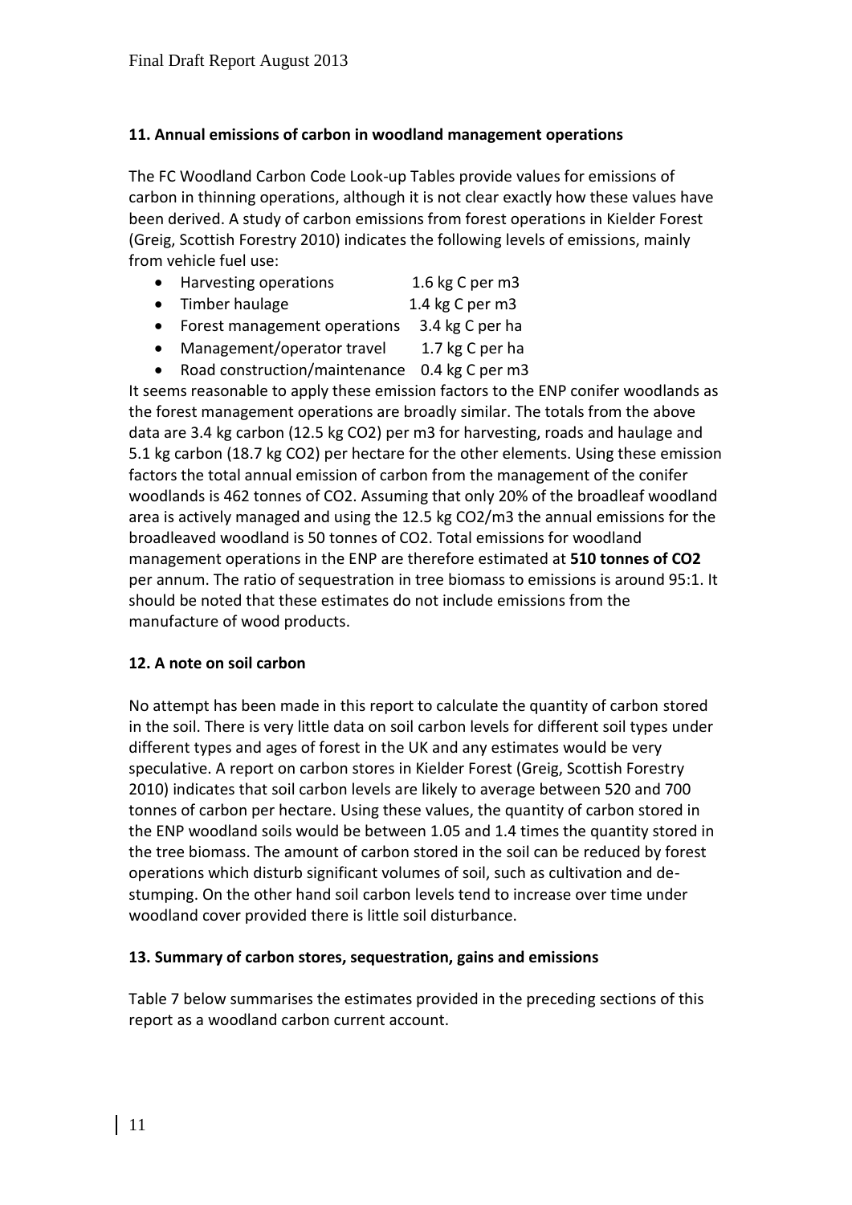## 11. Annual emissions of carbon in woodland management operations

The FC Woodland Carbon Code Look-up Tables provide values for emissions of carbon in thinning operations, although it is not clear exactly how these values have been derived. A study of carbon emissions from forest operations in Kielder Forest (Greig, Scottish Forestry 2010) indicates the following levels of emissions, mainly from vehicle fuel use:

- Harvesting operations 1.6 kg C per m3
- Timber haulage 1.4 kg C per m3
- Forest management operations 3.4 kg C per ha
- Management/operator travel 1.7 kg C per ha
- Road construction/maintenance 0.4 kg C per m3

It seems reasonable to apply these emission factors to the ENP conifer woodlands as the forest management operations are broadly similar. The totals from the above data are 3.4 kg carbon (12.5 kg $CO_2$) per m3 for harvesting, roads and haulage and 5.1 kg carbon (18.7 kg $CO_2$) per hectare for the other elements. Using these emission factors the total annual emission of carbon from the management of the conifer woodlands is 462 tonnes of $CO_2$. Assuming that only 20% of the broadleaf woodland area is actively managed and using the 12.5 kg $CO_2$/m3 the annual emissions for the broadleaved woodland is 50 tonnes of $CO_2$. Total emissions for woodland management operations in the ENP are therefore estimated at **510 tonnes of $CO_2$** per annum. The ratio of sequestration in tree biomass to emissions is around 95:1. It should be noted that these estimates do not include emissions from the manufacture of wood products.

## 12. A note on soil carbon

No attempt has been made in this report to calculate the quantity of carbon stored in the soil. There is very little data on soil carbon levels for different soil types under different types and ages of forest in the UK and any estimates would be very speculative. A report on carbon stores in Kielder Forest (Greig, Scottish Forestry 2010) indicates that soil carbon levels are likely to average between 520 and 700 tonnes of carbon per hectare. Using these values, the quantity of carbon stored in the ENP woodland soils would be between 1.05 and 1.4 times the quantity stored in the tree biomass. The amount of carbon stored in the soil can be reduced by forest operations which disturb significant volumes of soil, such as cultivation and de-stumping. On the other hand soil carbon levels tend to increase over time under woodland cover provided there is little soil disturbance.

## 13. Summary of carbon stores, sequestration, gains and emissions

Table 7 below summarises the estimates provided in the preceding sections of this report as a woodland carbon current account.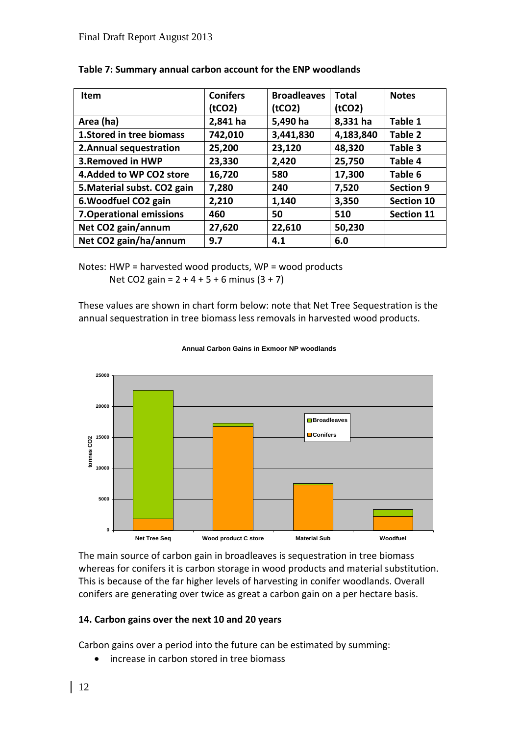**Table 7: Summary annual carbon account for the ENP woodlands**

| Item | Conifers ($tCO_2$) | Broadleaves ($tCO_2$) | Total ($tCO_2$) | Notes |
|---|---|---|---|---|
| Area (ha) | 2,841 ha | 5,490 ha | 8,331 ha | Table 1 |
| 1.Stored in tree biomass | 742,010 | 3,441,830 | 4,183,840 | Table 2 |
| 2.Annual sequestration | 25,200 | 23,120 | 48,320 | Table 3 |
| 3.Removed in HWP | 23,330 | 2,420 | 25,750 | Table 4 |
| 4.Added to WP $CO_2$ store | 16,720 | 580 | 17,300 | Table 6 |
| 5.Material subst. $CO_2$ gain | 7,280 | 240 | 7,520 | Section 9 |
| 6.Woodfuel $CO_2$ gain | 2,210 | 1,140 | 3,350 | Section 10 |
| 7.Operational emissions | 460 | 50 | 510 | Section 11 |
| Net $CO_2$ gain/annum | 27,620 | 22,610 | 50,230 | |
| Net $CO_2$ gain/ha/annum | 9.7 | 4.1 | 6.0 | |

Notes: HWP = harvested wood products, WP = wood products
Net $CO_2$ gain = 2 + 4 + 5 + 6 minus (3 + 7)

These values are shown in chart form below: note that Net Tree Sequestration is the annual sequestration in tree biomass less removals in harvested wood products.

**Annual Carbon Gains in Exmoor NP woodlands**

The main source of carbon gain in broadleaves is sequestration in tree biomass whereas for conifers it is carbon storage in wood products and material substitution. This is because of the far higher levels of harvesting in conifer woodlands. Overall conifers are generating over twice as great a carbon gain on a per hectare basis.

## 14. Carbon gains over the next 10 and 20 years

Carbon gains over a period into the future can be estimated by summing:

- increase in carbon stored in tree biomass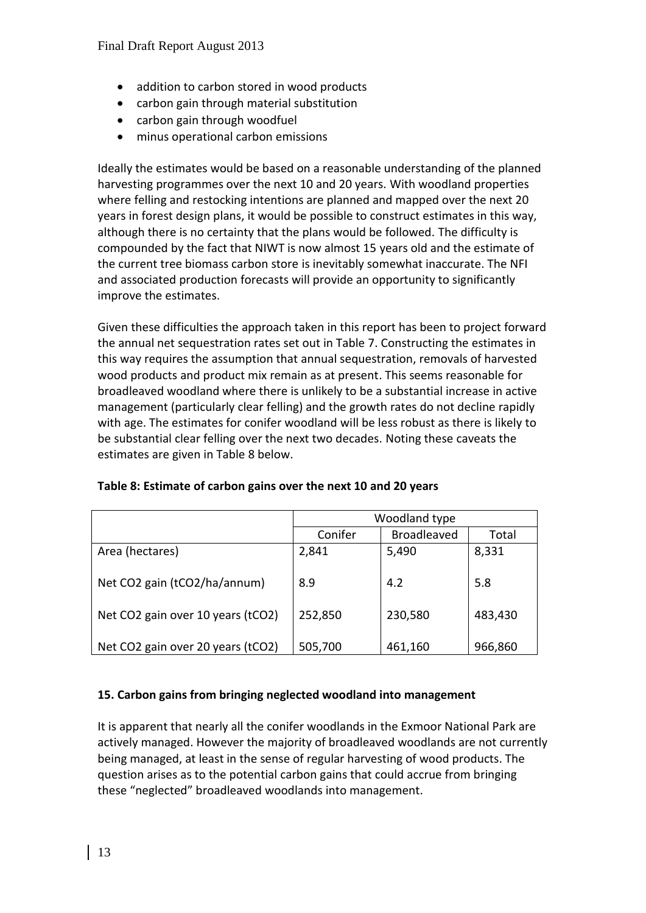- addition to carbon stored in wood products
- carbon gain through material substitution
- carbon gain through woodfuel
- minus operational carbon emissions

Ideally the estimates would be based on a reasonable understanding of the planned harvesting programmes over the next 10 and 20 years. With woodland properties where felling and restocking intentions are planned and mapped over the next 20 years in forest design plans, it would be possible to construct estimates in this way, although there is no certainty that the plans would be followed. The difficulty is compounded by the fact that NIWT is now almost 15 years old and the estimate of the current tree biomass carbon store is inevitably somewhat inaccurate. The NFI and associated production forecasts will provide an opportunity to significantly improve the estimates.

Given these difficulties the approach taken in this report has been to project forward the annual net sequestration rates set out in Table 7. Constructing the estimates in this way requires the assumption that annual sequestration, removals of harvested wood products and product mix remain as at present. This seems reasonable for broadleaved woodland where there is unlikely to be a substantial increase in active management (particularly clear felling) and the growth rates do not decline rapidly with age. The estimates for conifer woodland will be less robust as there is likely to be substantial clear felling over the next two decades. Noting these caveats the estimates are given in Table 8 below.

**Table 8: Estimate of carbon gains over the next 10 and 20 years**

| | Woodland type | | |
|---|---|---|---|
| | Conifer | Broadleaved | Total |
| Area (hectares) | 2,841 | 5,490 | 8,331 |
| Net $CO_2$ gain ($tCO_2$/ha/annum) | 8.9 | 4.2 | 5.8 |
| Net $CO_2$ gain over 10 years ($tCO_2$) | 252,850 | 230,580 | 483,430 |
| Net $CO_2$ gain over 20 years ($tCO_2$) | 505,700 | 461,160 | 966,860 |

### 15. Carbon gains from bringing neglected woodland into management

It is apparent that nearly all the conifer woodlands in the Exmoor National Park are actively managed. However the majority of broadleaved woodlands are not currently being managed, at least in the sense of regular harvesting of wood products. The question arises as to the potential carbon gains that could accrue from bringing these "neglected" broadleaved woodlands into management.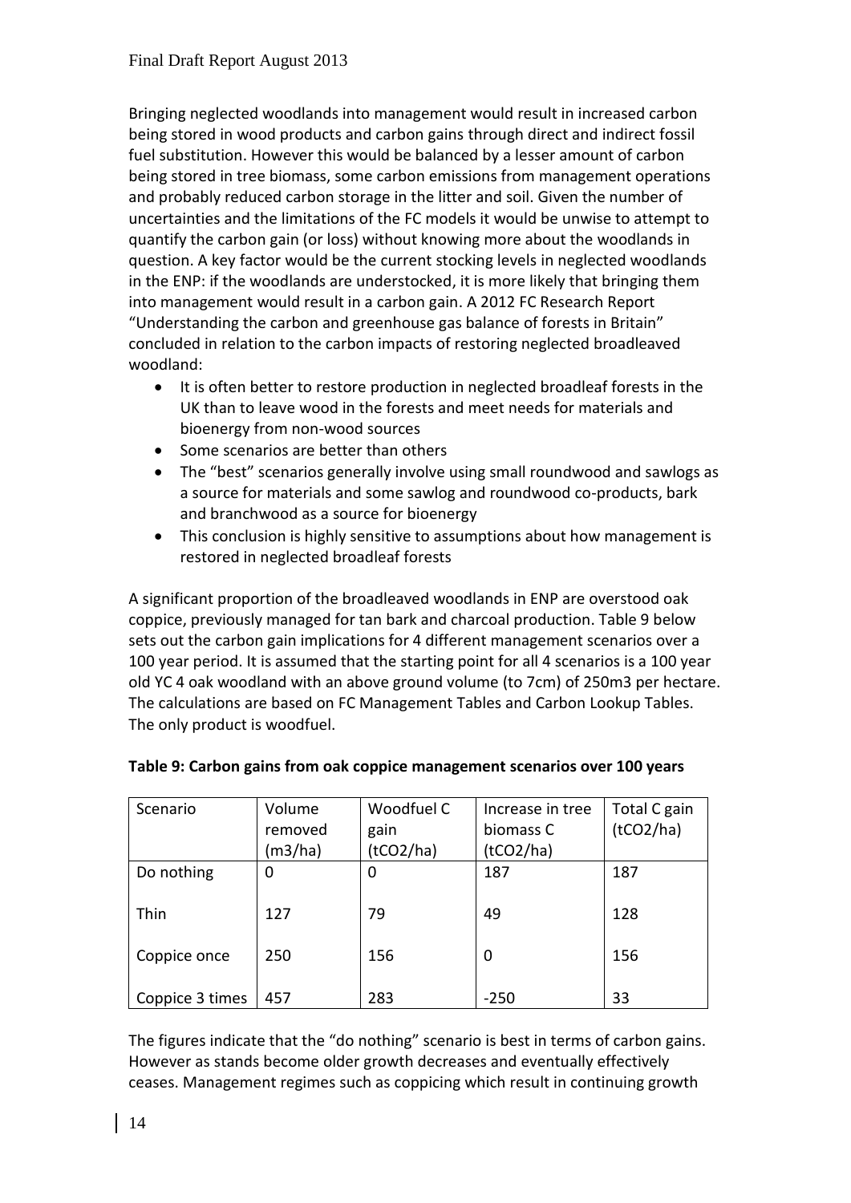Bringing neglected woodlands into management would result in increased carbon being stored in wood products and carbon gains through direct and indirect fossil fuel substitution. However this would be balanced by a lesser amount of carbon being stored in tree biomass, some carbon emissions from management operations and probably reduced carbon storage in the litter and soil. Given the number of uncertainties and the limitations of the FC models it would be unwise to attempt to quantify the carbon gain (or loss) without knowing more about the woodlands in question. A key factor would be the current stocking levels in neglected woodlands in the ENP: if the woodlands are understocked, it is more likely that bringing them into management would result in a carbon gain. A 2012 FC Research Report "Understanding the carbon and greenhouse gas balance of forests in Britain" concluded in relation to the carbon impacts of restoring neglected broadleaved woodland:

- It is often better to restore production in neglected broadleaf forests in the UK than to leave wood in the forests and meet needs for materials and bioenergy from non-wood sources
- Some scenarios are better than others
- The "best" scenarios generally involve using small roundwood and sawlogs as a source for materials and some sawlog and roundwood co-products, bark and branchwood as a source for bioenergy
- This conclusion is highly sensitive to assumptions about how management is restored in neglected broadleaf forests

A significant proportion of the broadleaved woodlands in ENP are overstood oak coppice, previously managed for tan bark and charcoal production. Table 9 below sets out the carbon gain implications for 4 different management scenarios over a 100 year period. It is assumed that the starting point for all 4 scenarios is a 100 year old YC 4 oak woodland with an above ground volume (to 7cm) of 250m3 per hectare. The calculations are based on FC Management Tables and Carbon Lookup Tables. The only product is woodfuel.

**Table 9: Carbon gains from oak coppice management scenarios over 100 years**

| Scenario | Volume removed (m3/ha) | Woodfuel C gain (tCO2/ha) | Increase in tree biomass C (tCO2/ha) | Total C gain (tCO2/ha) |
|---|---|---|---|---|
| Do nothing | 0 | 0 | 187 | 187 |
| Thin | 127 | 79 | 49 | 128 |
| Coppice once | 250 | 156 | 0 | 156 |
| Coppice 3 times | 457 | 283 | -250 | 33 |

The figures indicate that the "do nothing" scenario is best in terms of carbon gains. However as stands become older growth decreases and eventually effectively ceases. Management regimes such as coppicing which result in continuing growth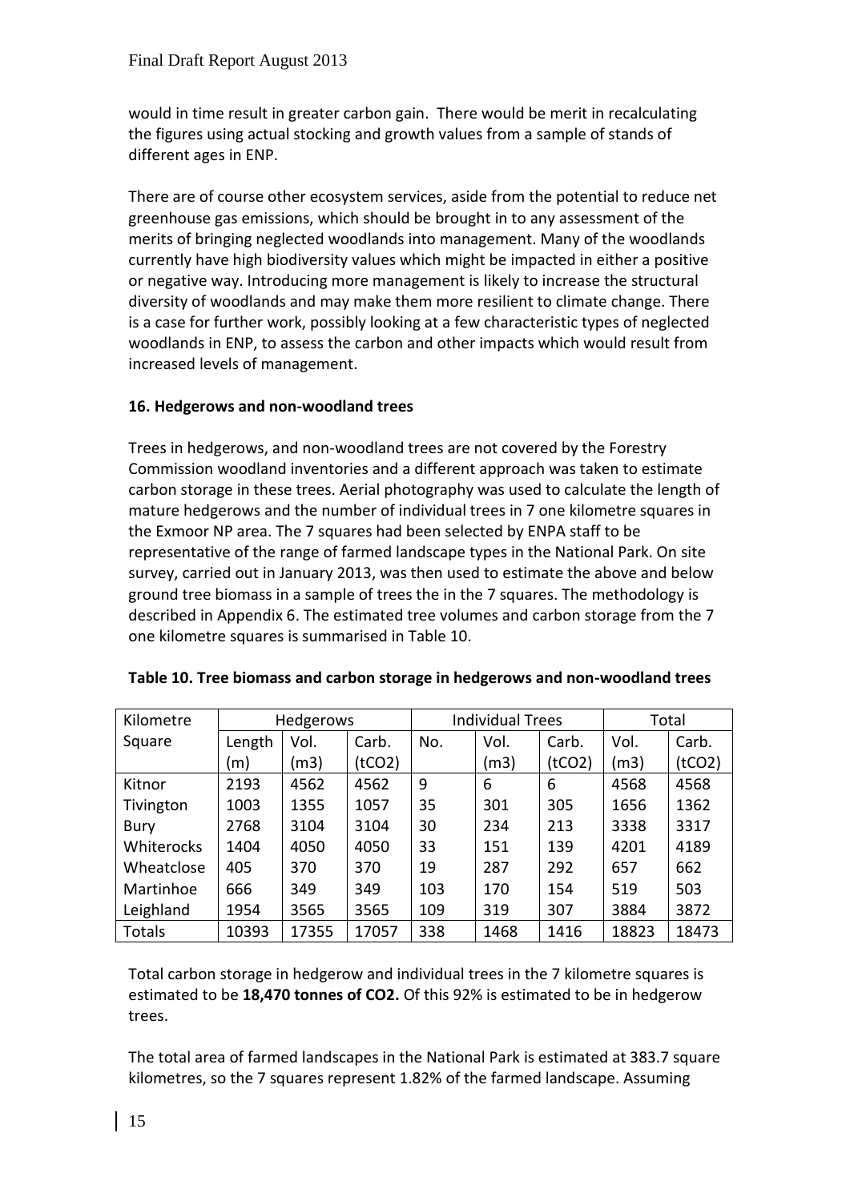would in time result in greater carbon gain. There would be merit in recalculating the figures using actual stocking and growth values from a sample of stands of different ages in ENP.

There are of course other ecosystem services, aside from the potential to reduce net greenhouse gas emissions, which should be brought in to any assessment of the merits of bringing neglected woodlands into management. Many of the woodlands currently have high biodiversity values which might be impacted in either a positive or negative way. Introducing more management is likely to increase the structural diversity of woodlands and may make them more resilient to climate change. There is a case for further work, possibly looking at a few characteristic types of neglected woodlands in ENP, to assess the carbon and other impacts which would result from increased levels of management.

**16. Hedgerows and non-woodland trees**

Trees in hedgerows, and non-woodland trees are not covered by the Forestry Commission woodland inventories and a different approach was taken to estimate carbon storage in these trees. Aerial photography was used to calculate the length of mature hedgerows and the number of individual trees in 7 one kilometre squares in the Exmoor NP area. The 7 squares had been selected by ENPA staff to be representative of the range of farmed landscape types in the National Park. On site survey, carried out in January 2013, was then used to estimate the above and below ground tree biomass in a sample of trees the in the 7 squares. The methodology is described in Appendix 6. The estimated tree volumes and carbon storage from the 7 one kilometre squares is summarised in Table 10.

**Table 10. Tree biomass and carbon storage in hedgerows and non-woodland trees**

| Kilometre Square | Hedgerows | | | Individual Trees | | | Total | |
|---|---|---|---|---|---|---|---|---|
| | Length (m) | Vol. (m3) | Carb. (tCO2) | No. | Vol. (m3) | Carb. (tCO2) | Vol. (m3) | Carb. (tCO2) |
| Kitnor | 2193 | 4562 | 4562 | 9 | 6 | 6 | 4568 | 4568 |
| Tivington | 1003 | 1355 | 1057 | 35 | 301 | 305 | 1656 | 1362 |
| Bury | 2768 | 3104 | 3104 | 30 | 234 | 213 | 3338 | 3317 |
| Whiterocks | 1404 | 4050 | 4050 | 33 | 151 | 139 | 4201 | 4189 |
| Wheatclose | 405 | 370 | 370 | 19 | 287 | 292 | 657 | 662 |
| Martinhoe | 666 | 349 | 349 | 103 | 170 | 154 | 519 | 503 |
| Leighland | 1954 | 3565 | 3565 | 109 | 319 | 307 | 3884 | 3872 |
| Totals | 10393 | 17355 | 17057 | 338 | 1468 | 1416 | 18823 | 18473 |

Total carbon storage in hedgerow and individual trees in the 7 kilometre squares is estimated to be **18,470 tonnes of CO2.** Of this 92% is estimated to be in hedgerow trees.

The total area of farmed landscapes in the National Park is estimated at 383.7 square kilometres, so the 7 squares represent 1.82% of the farmed landscape. Assuming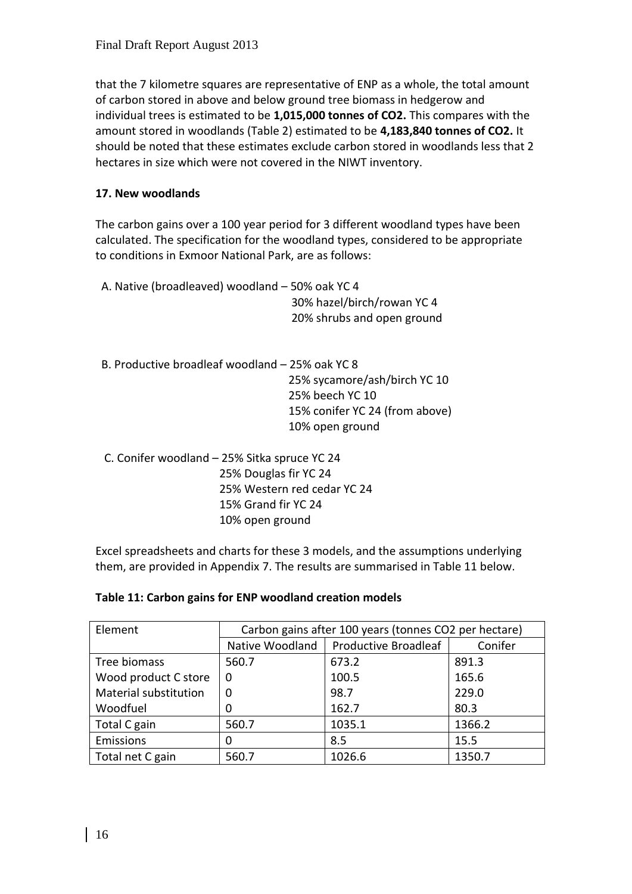that the 7 kilometre squares are representative of ENP as a whole, the total amount of carbon stored in above and below ground tree biomass in hedgerow and individual trees is estimated to be **1,015,000 tonnes of CO2.** This compares with the amount stored in woodlands (Table 2) estimated to be **4,183,840 tonnes of CO2.** It should be noted that these estimates exclude carbon stored in woodlands less that 2 hectares in size which were not covered in the NIWT inventory.

### 17. New woodlands

The carbon gains over a 100 year period for 3 different woodland types have been calculated. The specification for the woodland types, considered to be appropriate to conditions in Exmoor National Park, are as follows:

A. Native (broadleaved) woodland – 50% oak YC 4
30% hazel/birch/rowan YC 4
20% shrubs and open ground

B. Productive broadleaf woodland – 25% oak YC 8
25% sycamore/ash/birch YC 10
25% beech YC 10
15% conifer YC 24 (from above)
10% open ground

C. Conifer woodland – 25% Sitka spruce YC 24
25% Douglas fir YC 24
25% Western red cedar YC 24
15% Grand fir YC 24
10% open ground

Excel spreadsheets and charts for these 3 models, and the assumptions underlying them, are provided in Appendix 7. The results are summarised in Table 11 below.

**Table 11: Carbon gains for ENP woodland creation models**

| Element | Carbon gains after 100 years (tonnes CO2 per hectare) | | |
|---|---|---|---|
| | Native Woodland | Productive Broadleaf | Conifer |
| Tree biomass | 560.7 | 673.2 | 891.3 |
| Wood product C store | 0 | 100.5 | 165.6 |
| Material substitution | 0 | 98.7 | 229.0 |
| Woodfuel | 0 | 162.7 | 80.3 |
| Total C gain | 560.7 | 1035.1 | 1366.2 |
| Emissions | 0 | 8.5 | 15.5 |
| Total net C gain | 560.7 | 1026.6 | 1350.7 |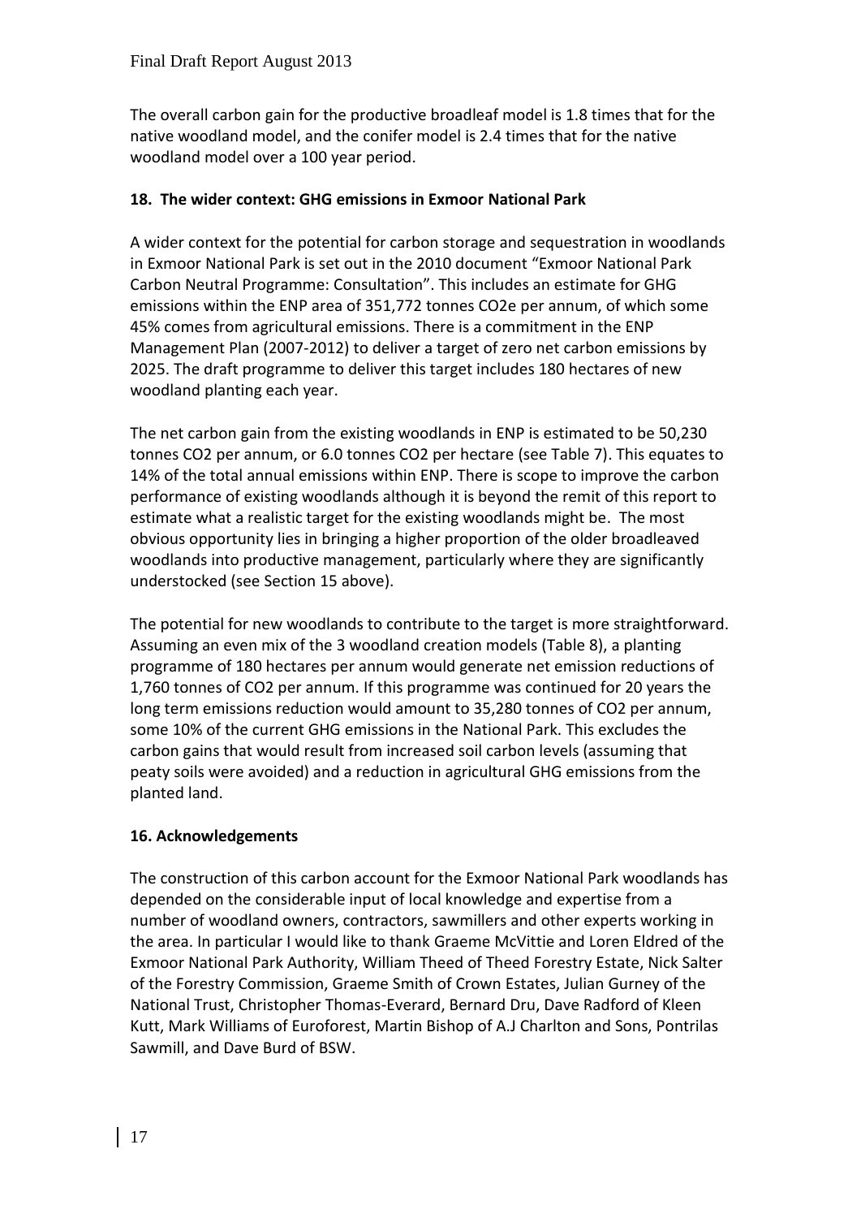The overall carbon gain for the productive broadleaf model is 1.8 times that for the native woodland model, and the conifer model is 2.4 times that for the native woodland model over a 100 year period.

## 18. The wider context: GHG emissions in Exmoor National Park

A wider context for the potential for carbon storage and sequestration in woodlands in Exmoor National Park is set out in the 2010 document "Exmoor National Park Carbon Neutral Programme: Consultation". This includes an estimate for GHG emissions within the ENP area of 351,772 tonnes $CO_2e$ per annum, of which some 45% comes from agricultural emissions. There is a commitment in the ENP Management Plan (2007-2012) to deliver a target of zero net carbon emissions by 2025. The draft programme to deliver this target includes 180 hectares of new woodland planting each year.

The net carbon gain from the existing woodlands in ENP is estimated to be 50,230 tonnes $CO_2$ per annum, or 6.0 tonnes $CO_2$ per hectare (see Table 7). This equates to 14% of the total annual emissions within ENP. There is scope to improve the carbon performance of existing woodlands although it is beyond the remit of this report to estimate what a realistic target for the existing woodlands might be. The most obvious opportunity lies in bringing a higher proportion of the older broadleaved woodlands into productive management, particularly where they are significantly understocked (see Section 15 above).

The potential for new woodlands to contribute to the target is more straightforward. Assuming an even mix of the 3 woodland creation models (Table 8), a planting programme of 180 hectares per annum would generate net emission reductions of 1,760 tonnes of $CO_2$ per annum. If this programme was continued for 20 years the long term emissions reduction would amount to 35,280 tonnes of $CO_2$ per annum, some 10% of the current GHG emissions in the National Park. This excludes the carbon gains that would result from increased soil carbon levels (assuming that peaty soils were avoided) and a reduction in agricultural GHG emissions from the planted land.

## 16. Acknowledgements

The construction of this carbon account for the Exmoor National Park woodlands has depended on the considerable input of local knowledge and expertise from a number of woodland owners, contractors, sawmillers and other experts working in the area. In particular I would like to thank Graeme McVittie and Loren Eldred of the Exmoor National Park Authority, William Theed of Theed Forestry Estate, Nick Salter of the Forestry Commission, Graeme Smith of Crown Estates, Julian Gurney of the National Trust, Christopher Thomas-Everard, Bernard Dru, Dave Radford of Kleen Kutt, Mark Williams of Euroforest, Martin Bishop of A.J Charlton and Sons, Pontrilas Sawmill, and Dave Burd of BSW.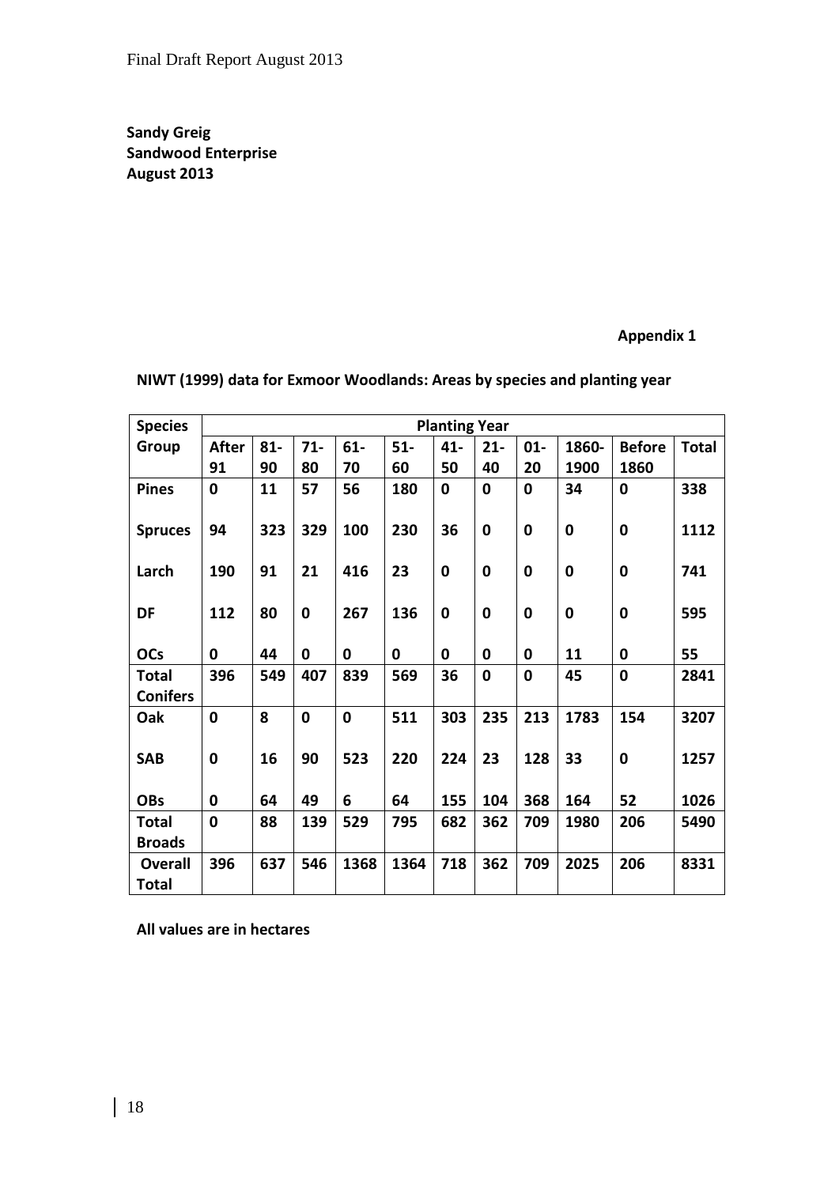**Sandy Greig**
**Sandwood Enterprise**
**August 2013**

**Appendix 1**

**NIWT (1999) data for Exmoor Woodlands: Areas by species and planting year**

| Species Group | Planting Year | | | | | | | | | | |
|---|---|---|---|---|---|---|---|---|---|---|---|
| | After 91 | 81-90 | 71-80 | 61-70 | 51-60 | 41-50 | 21-40 | 01-20 | 1860-1900 | Before 1860 | Total |
| **Pines** | 0 | 11 | 57 | 56 | 180 | 0 | 0 | 0 | 34 | 0 | 338 |
| **Spruces** | 94 | 323 | 329 | 100 | 230 | 36 | 0 | 0 | 0 | 0 | 1112 |
| **Larch** | 190 | 91 | 21 | 416 | 23 | 0 | 0 | 0 | 0 | 0 | 741 |
| **DF** | 112 | 80 | 0 | 267 | 136 | 0 | 0 | 0 | 0 | 0 | 595 |
| **OCs** | 0 | 44 | 0 | 0 | 0 | 0 | 0 | 0 | 11 | 0 | 55 |
| **Total Conifers** | 396 | 549 | 407 | 839 | 569 | 36 | 0 | 0 | 45 | 0 | 2841 |
| **Oak** | 0 | 8 | 0 | 0 | 511 | 303 | 235 | 213 | 1783 | 154 | 3207 |
| **SAB** | 0 | 16 | 90 | 523 | 220 | 224 | 23 | 128 | 33 | 0 | 1257 |
| **OBs** | 0 | 64 | 49 | 6 | 64 | 155 | 104 | 368 | 164 | 52 | 1026 |
| **Total Broads** | 0 | 88 | 139 | 529 | 795 | 682 | 362 | 709 | 1980 | 206 | 5490 |
| **Overall Total** | 396 | 637 | 546 | 1368 | 1364 | 718 | 362 | 709 | 2025 | 206 | 8331 |

**All values are in hectares**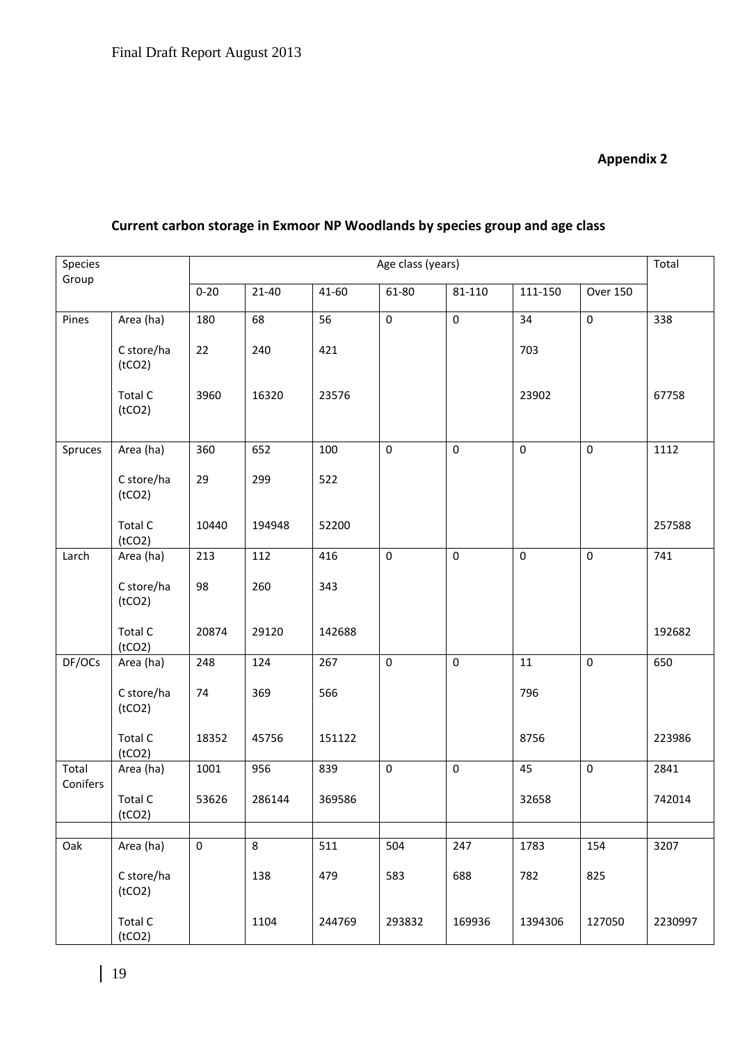**Appendix 2**

## Current carbon storage in Exmoor NP Woodlands by species group and age class

| Species Group | | Age class (years) | | | | | | | Total |
|---|---|---|---|---|---|---|---|---|---|
| | | 0-20 | 21-40 | 41-60 | 61-80 | 81-110 | 111-150 | Over 150 | |
| Pines | Area (ha) | 180 | 68 | 56 | 0 | 0 | 34 | 0 | 338 |
| | C store/ha ($tCO_2$) | 22 | 240 | 421 | | | 703 | | |
| | Total C ($tCO_2$) | 3960 | 16320 | 23576 | | | 23902 | | 67758 |
| Spruces | Area (ha) | 360 | 652 | 100 | 0 | 0 | 0 | 0 | 1112 |
| | C store/ha ($tCO_2$) | 29 | 299 | 522 | | | | | |
| | Total C ($tCO_2$) | 10440 | 194948 | 52200 | | | | | 257588 |
| Larch | Area (ha) | 213 | 112 | 416 | 0 | 0 | 0 | 0 | 741 |
| | C store/ha ($tCO_2$) | 98 | 260 | 343 | | | | | |
| | Total C ($tCO_2$) | 20874 | 29120 | 142688 | | | | | 192682 |
| DF/OCs | Area (ha) | 248 | 124 | 267 | 0 | 0 | 11 | 0 | 650 |
| | C store/ha ($tCO_2$) | 74 | 369 | 566 | | | 796 | | |
| | Total C ($tCO_2$) | 18352 | 45756 | 151122 | | | 8756 | | 223986 |
| Total Conifers | Area (ha) | 1001 | 956 | 839 | 0 | 0 | 45 | 0 | 2841 |
| | Total C ($tCO_2$) | 53626 | 286144 | 369586 | | | 32658 | | 742014 |
| | | | | | | | | | |
| Oak | Area (ha) | 0 | 8 | 511 | 504 | 247 | 1783 | 154 | 3207 |
| | C store/ha ($tCO_2$) | | 138 | 479 | 583 | 688 | 782 | 825 | |
| | Total C ($tCO_2$) | | 1104 | 244769 | 293832 | 169936 | 1394306 | 127050 | 2230997 |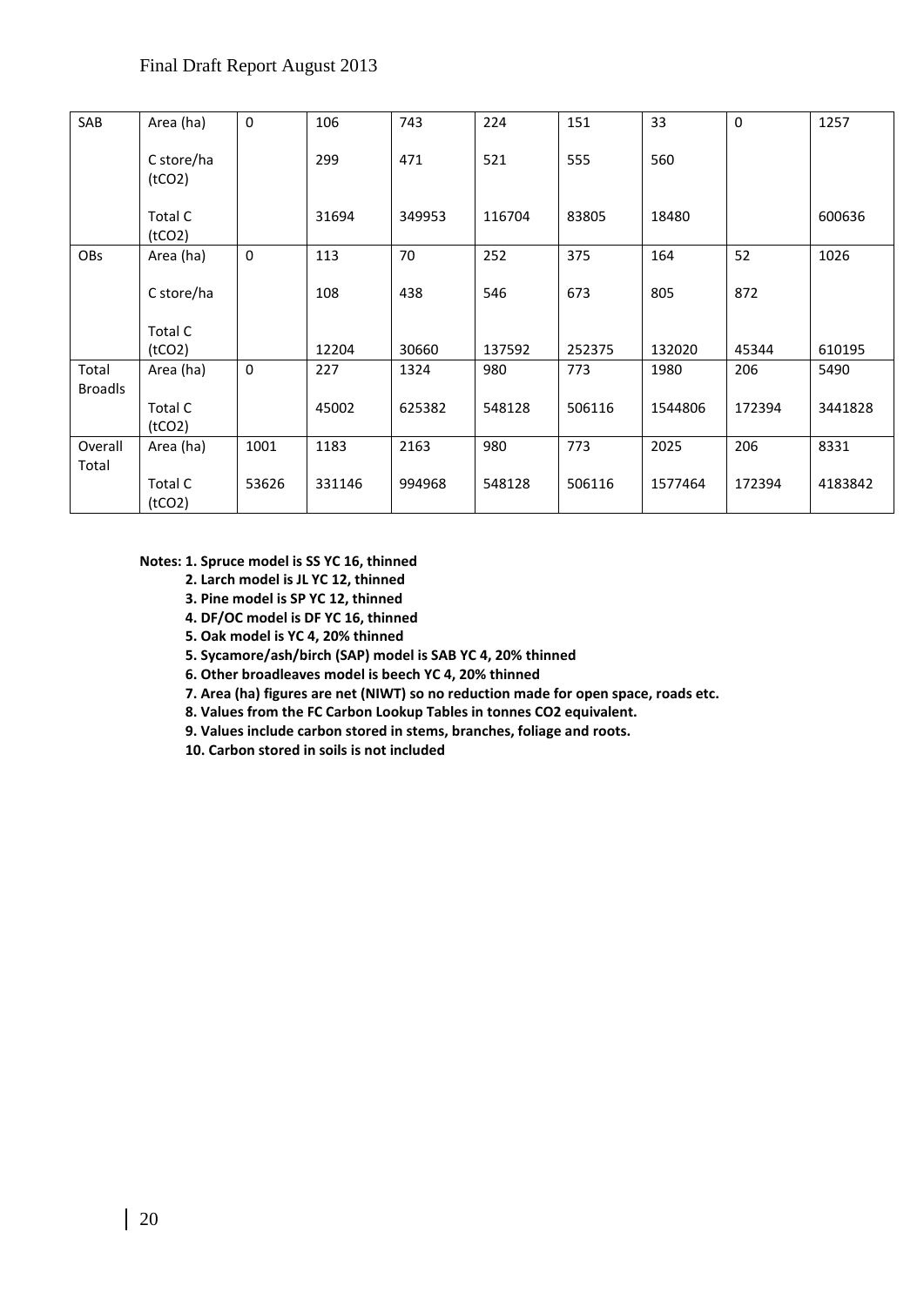| SAB | Area (ha) | 0 | 106 | 743 | 224 | 151 | 33 | 0 | 1257 |
|---|---|---|---|---|---|---|---|---|---|
| | C store/ha ($tCO_2$) | | 299 | 471 | 521 | 555 | 560 | | |
| | Total C ($tCO_2$) | | 31694 | 349953 | 116704 | 83805 | 18480 | | 600636 |
| OBs | Area (ha) | 0 | 113 | 70 | 252 | 375 | 164 | 52 | 1026 |
| | C store/ha | | 108 | 438 | 546 | 673 | 805 | 872 | |
| | Total C ($tCO_2$) | | 12204 | 30660 | 137592 | 252375 | 132020 | 45344 | 610195 |
| Total Broadls | Area (ha) | 0 | 227 | 1324 | 980 | 773 | 1980 | 206 | 5490 |
| | Total C ($tCO_2$) | | 45002 | 625382 | 548128 | 506116 | 1544806 | 172394 | 3441828 |
| Overall Total | Area (ha) | 1001 | 1183 | 2163 | 980 | 773 | 2025 | 206 | 8331 |
| | Total C ($tCO_2$) | 53626 | 331146 | 994968 | 548128 | 506116 | 1577464 | 172394 | 4183842 |

**Notes: 1. Spruce model is SS YC 16, thinned**
**2. Larch model is JL YC 12, thinned**
**3. Pine model is SP YC 12, thinned**
**4. DF/OC model is DF YC 16, thinned**
**5. Oak model is YC 4, 20% thinned**
**5. Sycamore/ash/birch (SAP) model is SAB YC 4, 20% thinned**
**6. Other broadleaves model is beech YC 4, 20% thinned**
**7. Area (ha) figures are net (NIWT) so no reduction made for open space, roads etc.**
**8. Values from the FC Carbon Lookup Tables in tonnes CO2 equivalent.**
**9. Values include carbon stored in stems, branches, foliage and roots.**
**10. Carbon stored in soils is not included**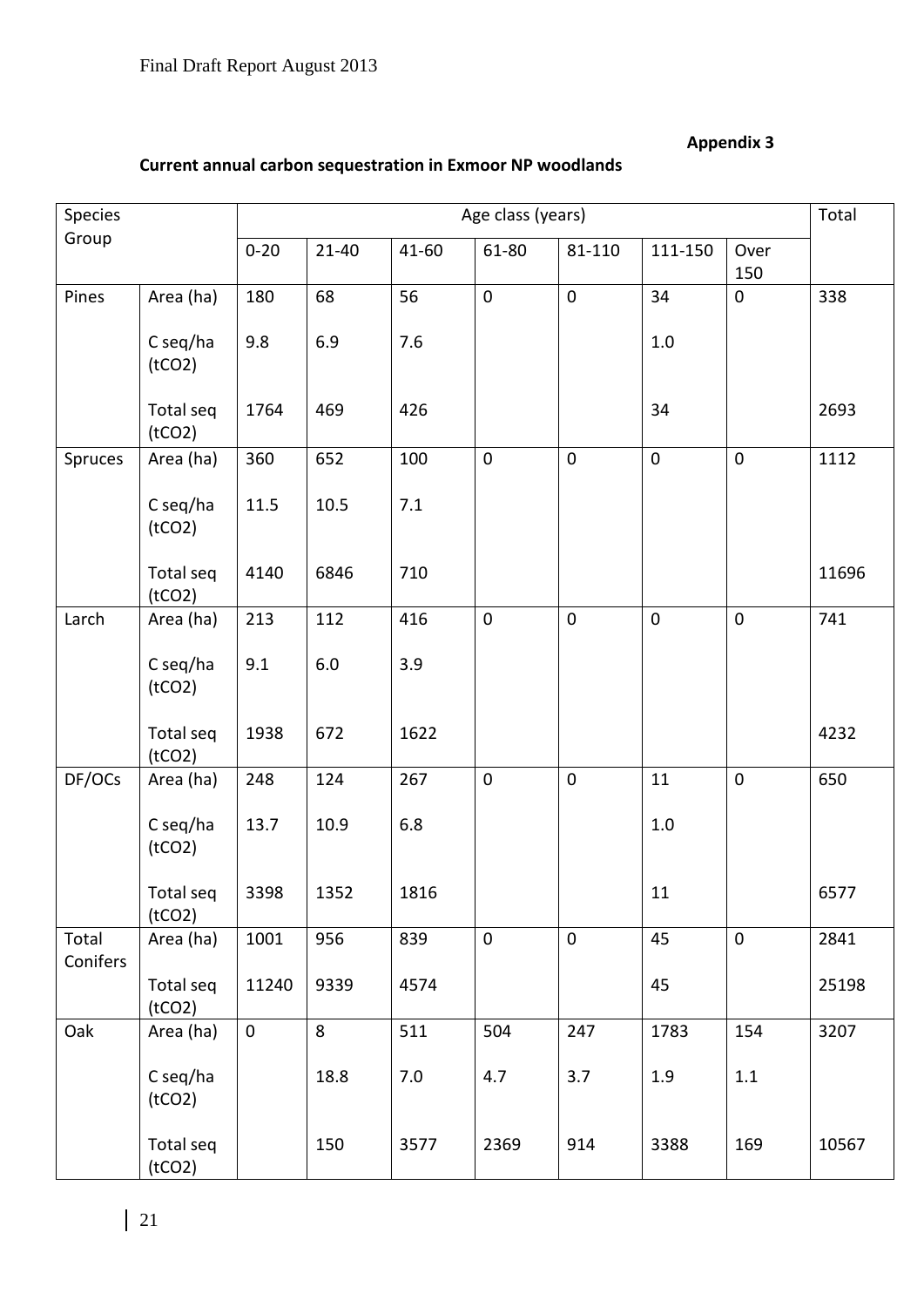**Appendix 3**

**Current annual carbon sequestration in Exmoor NP woodlands**

| Species Group | | Age class (years) | | | | | | | Total |
|---|---|---|---|---|---|---|---|---|---|
| | | 0-20 | 21-40 | 41-60 | 61-80 | 81-110 | 111-150 | Over 150 | |
| Pines | Area (ha) | 180 | 68 | 56 | 0 | 0 | 34 | 0 | 338 |
| | C seq/ha ($tCO_2$) | 9.8 | 6.9 | 7.6 | | | 1.0 | | |
| | Total seq ($tCO_2$) | 1764 | 469 | 426 | | | 34 | | 2693 |
| Spruces | Area (ha) | 360 | 652 | 100 | 0 | 0 | 0 | 0 | 1112 |
| | C seq/ha ($tCO_2$) | 11.5 | 10.5 | 7.1 | | | | | |
| | Total seq ($tCO_2$) | 4140 | 6846 | 710 | | | | | 11696 |
| Larch | Area (ha) | 213 | 112 | 416 | 0 | 0 | 0 | 0 | 741 |
| | C seq/ha ($tCO_2$) | 9.1 | 6.0 | 3.9 | | | | | |
| | Total seq ($tCO_2$) | 1938 | 672 | 1622 | | | | | 4232 |
| DF/OCs | Area (ha) | 248 | 124 | 267 | 0 | 0 | 11 | 0 | 650 |
| | C seq/ha ($tCO_2$) | 13.7 | 10.9 | 6.8 | | | 1.0 | | |
| | Total seq ($tCO_2$) | 3398 | 1352 | 1816 | | | 11 | | 6577 |
| Total Conifers | Area (ha) | 1001 | 956 | 839 | 0 | 0 | 45 | 0 | 2841 |
| | Total seq ($tCO_2$) | 11240 | 9339 | 4574 | | | 45 | | 25198 |
| Oak | Area (ha) | 0 | 8 | 511 | 504 | 247 | 1783 | 154 | 3207 |
| | C seq/ha ($tCO_2$) | | 18.8 | 7.0 | 4.7 | 3.7 | 1.9 | 1.1 | |
| | Total seq ($tCO_2$) | | 150 | 3577 | 2369 | 914 | 3388 | 169 | 10567 |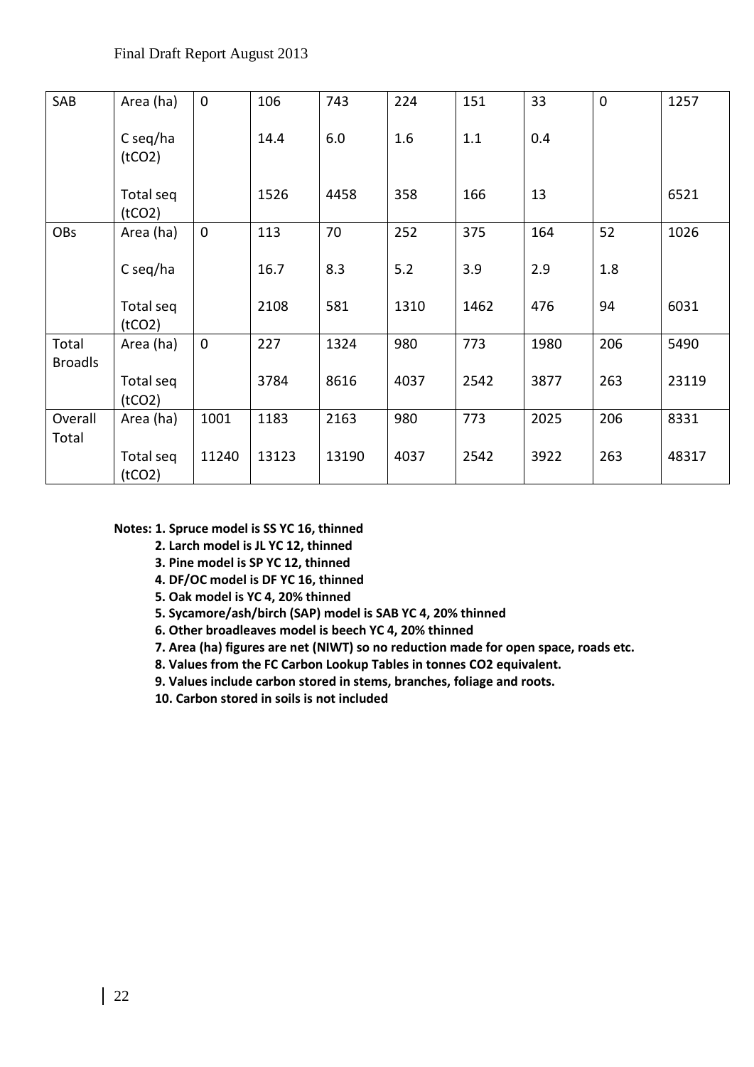| SAB | Area (ha) | 0 | 106 | 743 | 224 | 151 | 33 | 0 | 1257 |
|---|---|---|---|---|---|---|---|---|---|
| | C seq/ha (tCO2) | | 14.4 | 6.0 | 1.6 | 1.1 | 0.4 | | |
| | Total seq (tCO2) | | 1526 | 4458 | 358 | 166 | 13 | | 6521 |
| OBs | Area (ha) | 0 | 113 | 70 | 252 | 375 | 164 | 52 | 1026 |
| | C seq/ha | | 16.7 | 8.3 | 5.2 | 3.9 | 2.9 | 1.8 | |
| | Total seq (tCO2) | | 2108 | 581 | 1310 | 1462 | 476 | 94 | 6031 |
| Total Broadls | Area (ha) | 0 | 227 | 1324 | 980 | 773 | 1980 | 206 | 5490 |
| | Total seq (tCO2) | | 3784 | 8616 | 4037 | 2542 | 3877 | 263 | 23119 |
| Overall Total | Area (ha) | 1001 | 1183 | 2163 | 980 | 773 | 2025 | 206 | 8331 |
| | Total seq (tCO2) | 11240 | 13123 | 13190 | 4037 | 2542 | 3922 | 263 | 48317 |

**Notes: 1. Spruce model is SS YC 16, thinned**

**2. Larch model is JL YC 12, thinned**

**3. Pine model is SP YC 12, thinned**

**4. DF/OC model is DF YC 16, thinned**

**5. Oak model is YC 4, 20% thinned**

**5. Sycamore/ash/birch (SAP) model is SAB YC 4, 20% thinned**

**6. Other broadleaves model is beech YC 4, 20% thinned**

**7. Area (ha) figures are net (NIWT) so no reduction made for open space, roads etc.**

**8. Values from the FC Carbon Lookup Tables in tonnes CO2 equivalent.**

**9. Values include carbon stored in stems, branches, foliage and roots.**

**10. Carbon stored in soils is not included**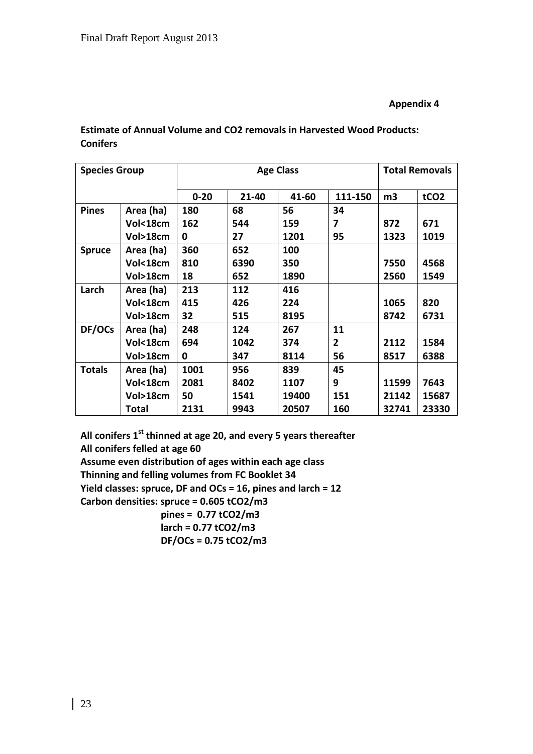**Appendix 4**

**Estimate of Annual Volume and CO2 removals in Harvested Wood Products: Conifers**

| Species Group | | Age Class | | | | Total Removals | |
|---|---|---|---|---|---|---|---|
| | | 0-20 | 21-40 | 41-60 | 111-150 | m3 | tCO2 |
| **Pines** | Area (ha) | 180 | 68 | 56 | 34 | | |
| | Vol<18cm | 162 | 544 | 159 | 7 | 872 | 671 |
| | Vol>18cm | 0 | 27 | 1201 | 95 | 1323 | 1019 |
| **Spruce** | Area (ha) | 360 | 652 | 100 | | | |
| | Vol<18cm | 810 | 6390 | 350 | | 7550 | 4568 |
| | Vol>18cm | 18 | 652 | 1890 | | 2560 | 1549 |
| **Larch** | Area (ha) | 213 | 112 | 416 | | | |
| | Vol<18cm | 415 | 426 | 224 | | 1065 | 820 |
| | Vol>18cm | 32 | 515 | 8195 | | 8742 | 6731 |
| **DF/OCs** | Area (ha) | 248 | 124 | 267 | 11 | | |
| | Vol<18cm | 694 | 1042 | 374 | 2 | 2112 | 1584 |
| | Vol>18cm | 0 | 347 | 8114 | 56 | 8517 | 6388 |
| **Totals** | Area (ha) | 1001 | 956 | 839 | 45 | | |
| | Vol<18cm | 2081 | 8402 | 1107 | 9 | 11599 | 7643 |
| | Vol>18cm | 50 | 1541 | 19400 | 151 | 21142 | 15687 |
| | Total | 2131 | 9943 | 20507 | 160 | 32741 | 23330 |

**All conifers 1st thinned at age 20, and every 5 years thereafter**
**All conifers felled at age 60**
**Assume even distribution of ages within each age class**
**Thinning and felling volumes from FC Booklet 34**
**Yield classes: spruce, DF and OCs = 16, pines and larch = 12**
**Carbon densities: spruce = 0.605 tCO2/m3**
**pines = 0.77 tCO2/m3**
**larch = 0.77 tCO2/m3**
**DF/OCs = 0.75 tCO2/m3**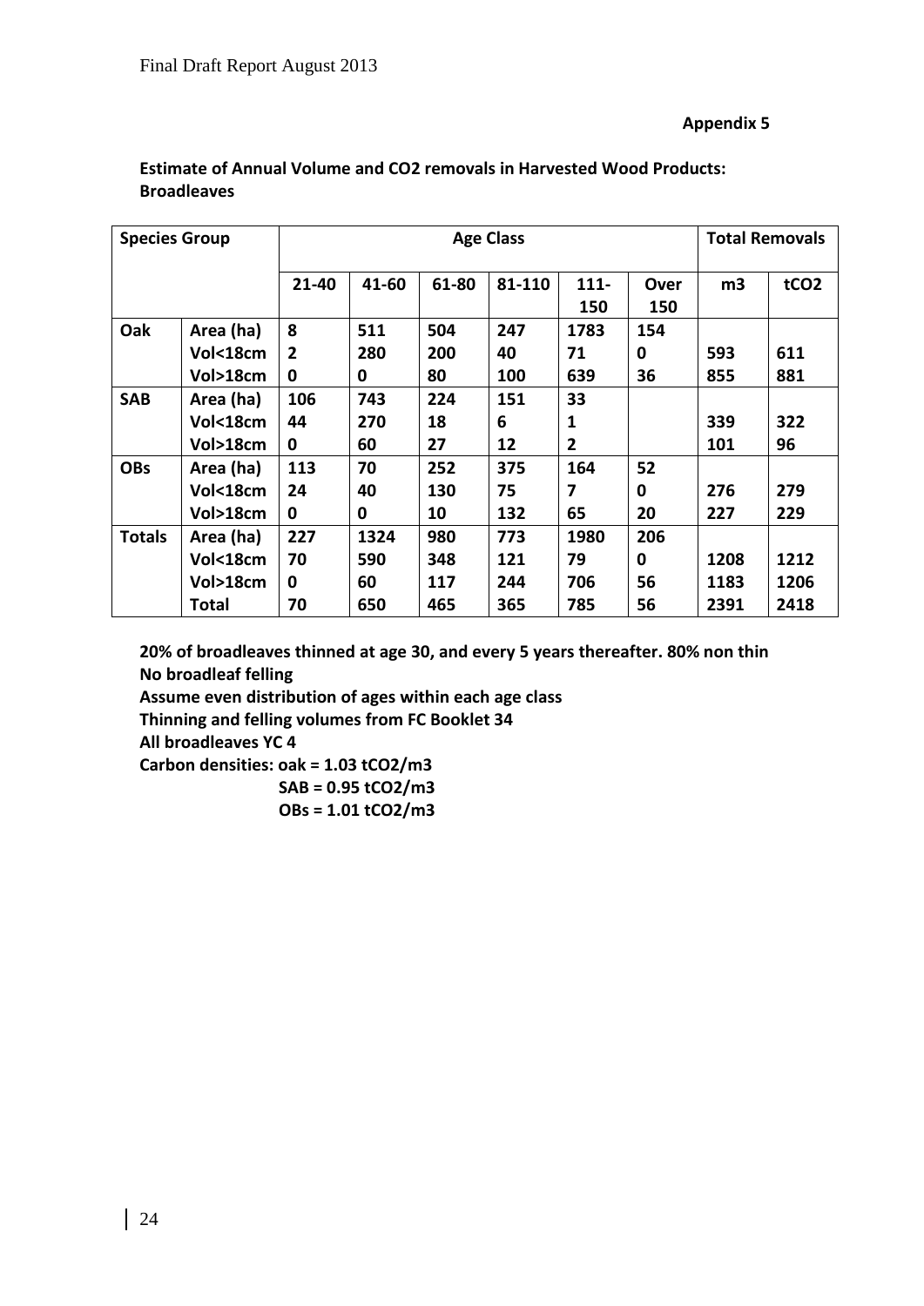**Appendix 5**

**Estimate of Annual Volume and $CO_2$ removals in Harvested Wood Products: Broadleaves**

| Species Group | | Age Class | | | | | | Total Removals | |
|---|---|---|---|---|---|---|---|---|---|
| | | 21-40 | 41-60 | 61-80 | 81-110 | 111-150 | Over 150 | m3 | tCO2 |
| **Oak** | Area (ha) | 8 | 511 | 504 | 247 | 1783 | 154 | | |
| | Vol<18cm | 2 | 280 | 200 | 40 | 71 | 0 | 593 | 611 |
| | Vol>18cm | 0 | 0 | 80 | 100 | 639 | 36 | 855 | 881 |
| **SAB** | Area (ha) | 106 | 743 | 224 | 151 | 33 | | | |
| | Vol<18cm | 44 | 270 | 18 | 6 | 1 | | 339 | 322 |
| | Vol>18cm | 0 | 60 | 27 | 12 | 2 | | 101 | 96 |
| **OBs** | Area (ha) | 113 | 70 | 252 | 375 | 164 | 52 | | |
| | Vol<18cm | 24 | 40 | 130 | 75 | 7 | 0 | 276 | 279 |
| | Vol>18cm | 0 | 0 | 10 | 132 | 65 | 20 | 227 | 229 |
| **Totals** | Area (ha) | 227 | 1324 | 980 | 773 | 1980 | 206 | | |
| | Vol<18cm | 70 | 590 | 348 | 121 | 79 | 0 | 1208 | 1212 |
| | Vol>18cm | 0 | 60 | 117 | 244 | 706 | 56 | 1183 | 1206 |
| | Total | 70 | 650 | 465 | 365 | 785 | 56 | 2391 | 2418 |

**20% of broadleaves thinned at age 30, and every 5 years thereafter. 80% non thin**
**No broadleaf felling**
**Assume even distribution of ages within each age class**
**Thinning and felling volumes from FC Booklet 34**
**All broadleaves YC 4**
**Carbon densities: oak = 1.03 tCO2/m3**
**SAB = 0.95 tCO2/m3**
**OBs = 1.01 tCO2/m3**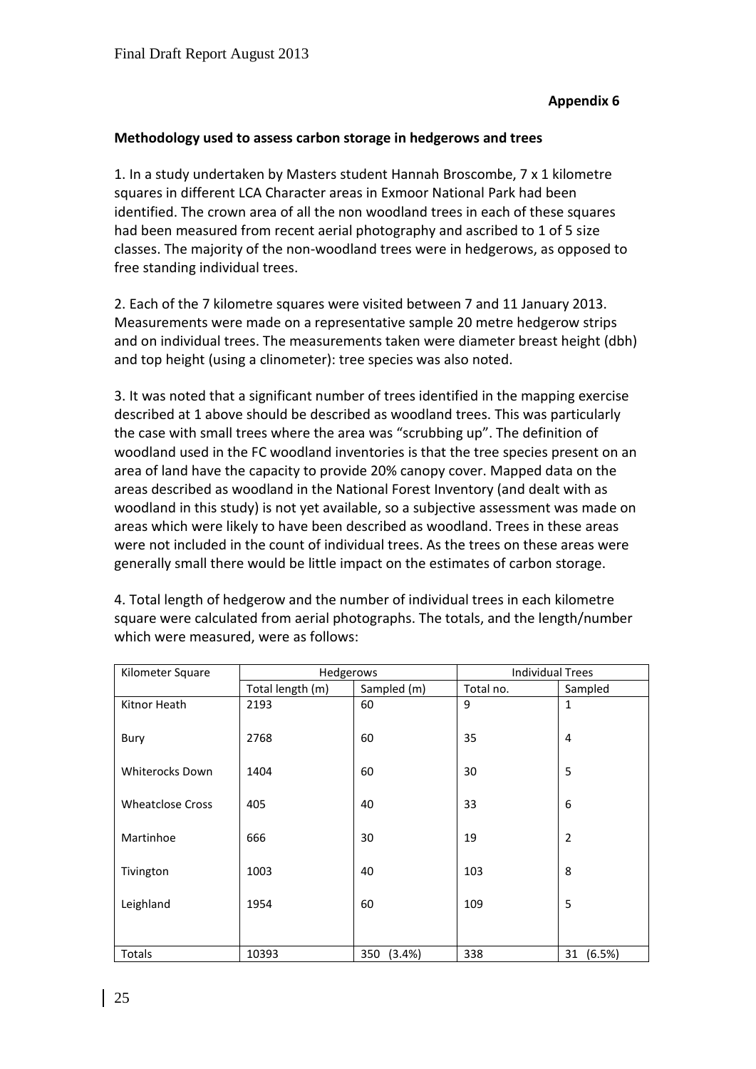**Appendix 6**

**Methodology used to assess carbon storage in hedgerows and trees**

1. In a study undertaken by Masters student Hannah Broscombe, 7 x 1 kilometre squares in different LCA Character areas in Exmoor National Park had been identified. The crown area of all the non woodland trees in each of these squares had been measured from recent aerial photography and ascribed to 1 of 5 size classes. The majority of the non-woodland trees were in hedgerows, as opposed to free standing individual trees.

2. Each of the 7 kilometre squares were visited between 7 and 11 January 2013. Measurements were made on a representative sample 20 metre hedgerow strips and on individual trees. The measurements taken were diameter breast height (dbh) and top height (using a clinometer): tree species was also noted.

3. It was noted that a significant number of trees identified in the mapping exercise described at 1 above should be described as woodland trees. This was particularly the case with small trees where the area was "scrubbing up". The definition of woodland used in the FC woodland inventories is that the tree species present on an area of land have the capacity to provide 20% canopy cover. Mapped data on the areas described as woodland in the National Forest Inventory (and dealt with as woodland in this study) is not yet available, so a subjective assessment was made on areas which were likely to have been described as woodland. Trees in these areas were not included in the count of individual trees. As the trees on these areas were generally small there would be little impact on the estimates of carbon storage.

4. Total length of hedgerow and the number of individual trees in each kilometre square were calculated from aerial photographs. The totals, and the length/number which were measured, were as follows:

| Kilometer Square | Hedgerows | | Individual Trees | |
|---|---|---|---|---|
| | Total length (m) | Sampled (m) | Total no. | Sampled |
| Kitnor Heath | 2193 | 60 | 9 | 1 |
| Bury | 2768 | 60 | 35 | 4 |
| Whiterocks Down | 1404 | 60 | 30 | 5 |
| Wheatclose Cross | 405 | 40 | 33 | 6 |
| Martinhoe | 666 | 30 | 19 | 2 |
| Tivington | 1003 | 40 | 103 | 8 |
| Leighland | 1954 | 60 | 109 | 5 |
| | | | | |
| Totals | 10393 | 350 (3.4%) | 338 | 31 (6.5%) |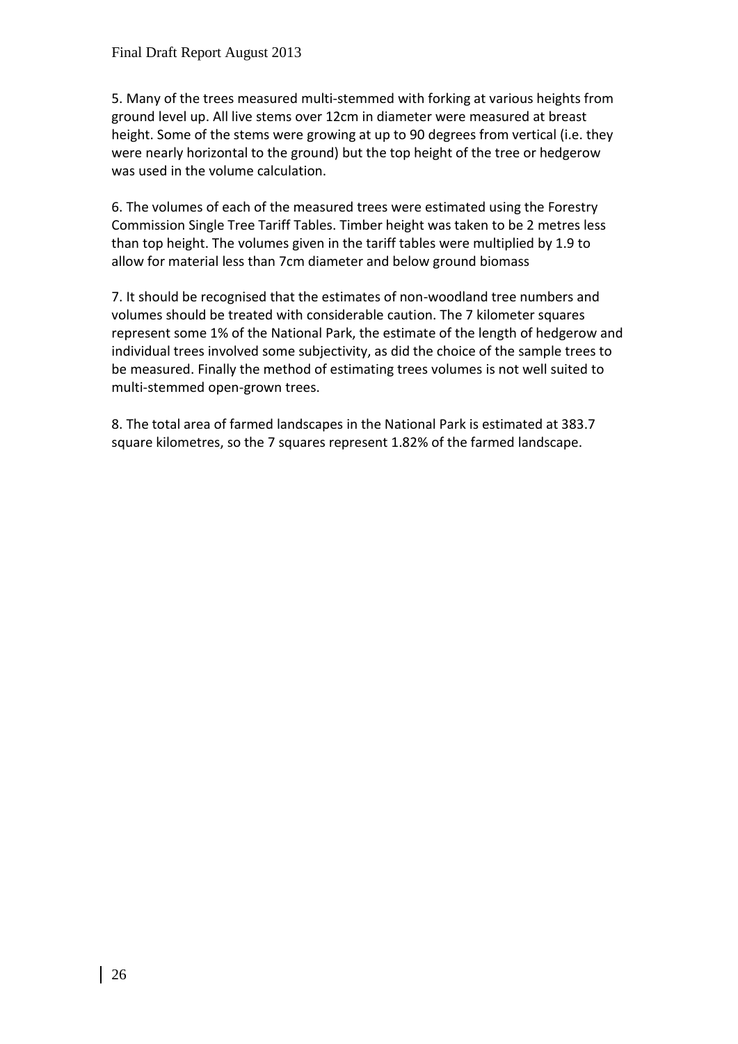5. Many of the trees measured multi-stemmed with forking at various heights from ground level up. All live stems over 12cm in diameter were measured at breast height. Some of the stems were growing at up to 90 degrees from vertical (i.e. they were nearly horizontal to the ground) but the top height of the tree or hedgerow was used in the volume calculation.

6. The volumes of each of the measured trees were estimated using the Forestry Commission Single Tree Tariff Tables. Timber height was taken to be 2 metres less than top height. The volumes given in the tariff tables were multiplied by 1.9 to allow for material less than 7cm diameter and below ground biomass

7. It should be recognised that the estimates of non-woodland tree numbers and volumes should be treated with considerable caution. The 7 kilometer squares represent some 1% of the National Park, the estimate of the length of hedgerow and individual trees involved some subjectivity, as did the choice of the sample trees to be measured. Finally the method of estimating trees volumes is not well suited to multi-stemmed open-grown trees.

8. The total area of farmed landscapes in the National Park is estimated at 383.7 square kilometres, so the 7 squares represent 1.82% of the farmed landscape.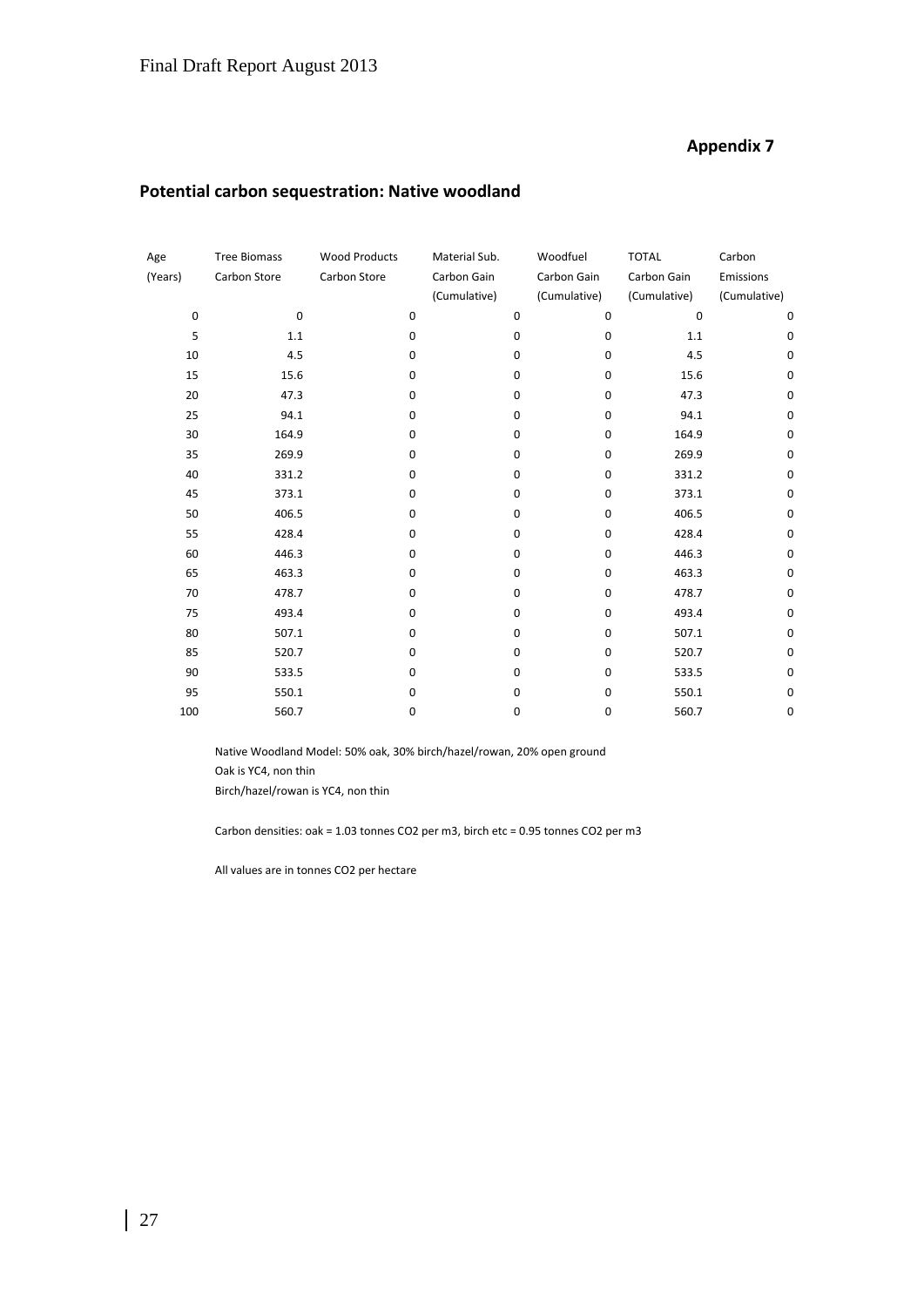## Appendix 7

## Potential carbon sequestration: Native woodland

| Age (Years) | Tree Biomass Carbon Store | Wood Products Carbon Store | Material Sub. Carbon Gain (Cumulative) | Woodfuel Carbon Gain (Cumulative) | TOTAL Carbon Gain (Cumulative) | Carbon Emissions (Cumulative) |
|---|---|---|---|---|---|---|
| 0 | 0 | 0 | 0 | 0 | 0 | 0 |
| 5 | 1.1 | 0 | 0 | 0 | 1.1 | 0 |
| 10 | 4.5 | 0 | 0 | 0 | 4.5 | 0 |
| 15 | 15.6 | 0 | 0 | 0 | 15.6 | 0 |
| 20 | 47.3 | 0 | 0 | 0 | 47.3 | 0 |
| 25 | 94.1 | 0 | 0 | 0 | 94.1 | 0 |
| 30 | 164.9 | 0 | 0 | 0 | 164.9 | 0 |
| 35 | 269.9 | 0 | 0 | 0 | 269.9 | 0 |
| 40 | 331.2 | 0 | 0 | 0 | 331.2 | 0 |
| 45 | 373.1 | 0 | 0 | 0 | 373.1 | 0 |
| 50 | 406.5 | 0 | 0 | 0 | 406.5 | 0 |
| 55 | 428.4 | 0 | 0 | 0 | 428.4 | 0 |
| 60 | 446.3 | 0 | 0 | 0 | 446.3 | 0 |
| 65 | 463.3 | 0 | 0 | 0 | 463.3 | 0 |
| 70 | 478.7 | 0 | 0 | 0 | 478.7 | 0 |
| 75 | 493.4 | 0 | 0 | 0 | 493.4 | 0 |
| 80 | 507.1 | 0 | 0 | 0 | 507.1 | 0 |
| 85 | 520.7 | 0 | 0 | 0 | 520.7 | 0 |
| 90 | 533.5 | 0 | 0 | 0 | 533.5 | 0 |
| 95 | 550.1 | 0 | 0 | 0 | 550.1 | 0 |
| 100 | 560.7 | 0 | 0 | 0 | 560.7 | 0 |

Native Woodland Model: 50% oak, 30% birch/hazel/rowan, 20% open ground
Oak is YC4, non thin
Birch/hazel/rowan is YC4, non thin

Carbon densities: oak = 1.03 tonnes $CO_2$ per m3, birch etc = 0.95 tonnes $CO_2$ per m3

All values are in tonnes $CO_2$ per hectare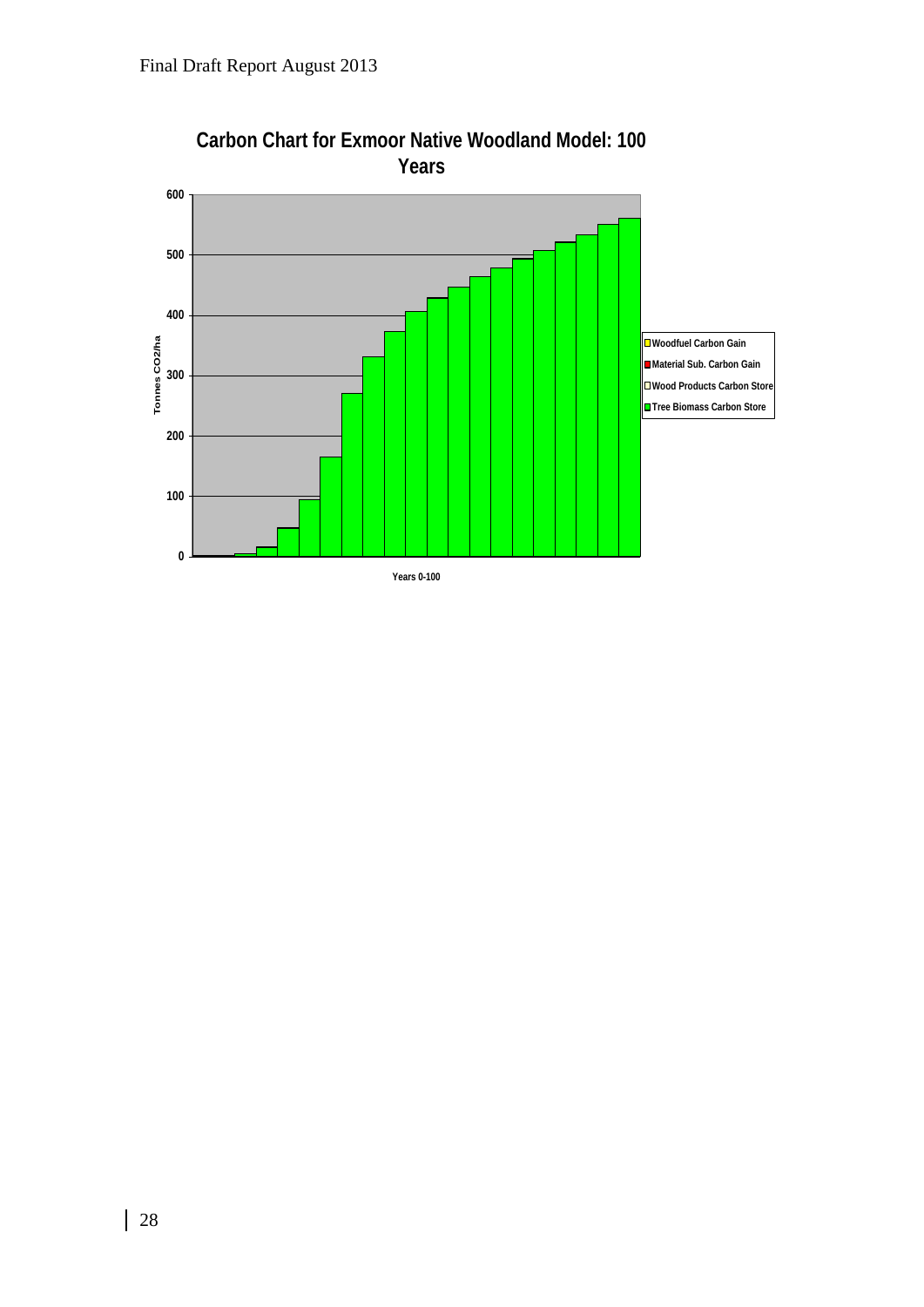**Carbon Chart for Exmoor Native Woodland Model: 100 Years**

Tonnes CO2/ha

Years 0-100

- Woodfuel Carbon Gain
- Material Sub. Carbon Gain
- Wood Products Carbon Store
- Tree Biomass Carbon Store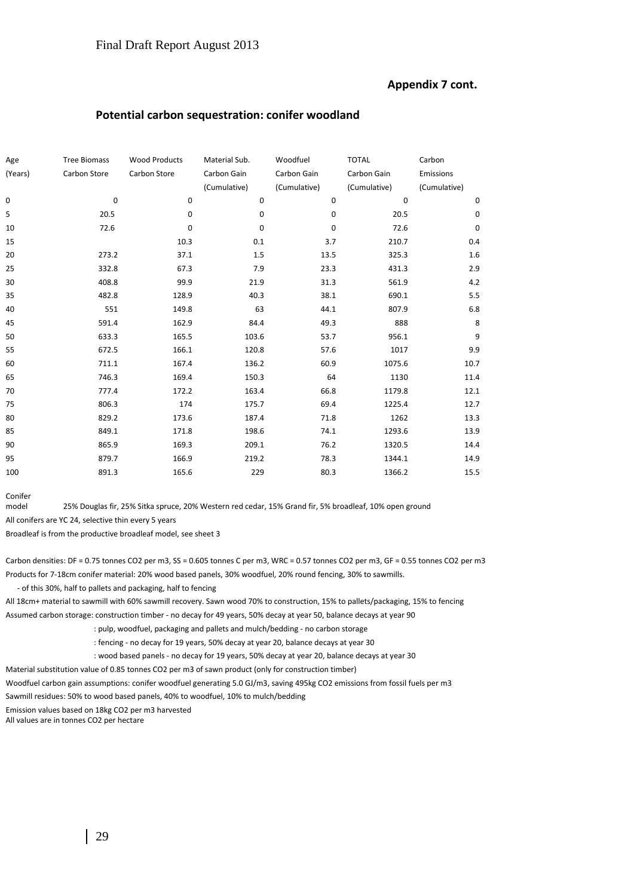Final Draft Report August 2013

**Appendix 7 cont.**

## Potential carbon sequestration: conifer woodland

| Age (Years) | Tree Biomass Carbon Store | Wood Products Carbon Store | Material Sub. Carbon Gain (Cumulative) | Woodfuel Carbon Gain (Cumulative) | TOTAL Carbon Gain (Cumulative) | Carbon Emissions (Cumulative) |
|---|---|---|---|---|---|---|
| 0 | 0 | 0 | 0 | 0 | 0 | 0 |
| 5 | 20.5 | 0 | 0 | 0 | 20.5 | 0 |
| 10 | 72.6 | 0 | 0 | 0 | 72.6 | 0 |
| 15 | | 10.3 | 0.1 | 3.7 | 210.7 | 0.4 |
| 20 | 273.2 | 37.1 | 1.5 | 13.5 | 325.3 | 1.6 |
| 25 | 332.8 | 67.3 | 7.9 | 23.3 | 431.3 | 2.9 |
| 30 | 408.8 | 99.9 | 21.9 | 31.3 | 561.9 | 4.2 |
| 35 | 482.8 | 128.9 | 40.3 | 38.1 | 690.1 | 5.5 |
| 40 | 551 | 149.8 | 63 | 44.1 | 807.9 | 6.8 |
| 45 | 591.4 | 162.9 | 84.4 | 49.3 | 888 | 8 |
| 50 | 633.3 | 165.5 | 103.6 | 53.7 | 956.1 | 9 |
| 55 | 672.5 | 166.1 | 120.8 | 57.6 | 1017 | 9.9 |
| 60 | 711.1 | 167.4 | 136.2 | 60.9 | 1075.6 | 10.7 |
| 65 | 746.3 | 169.4 | 150.3 | 64 | 1130 | 11.4 |
| 70 | 777.4 | 172.2 | 163.4 | 66.8 | 1179.8 | 12.1 |
| 75 | 806.3 | 174 | 175.7 | 69.4 | 1225.4 | 12.7 |
| 80 | 829.2 | 173.6 | 187.4 | 71.8 | 1262 | 13.3 |
| 85 | 849.1 | 171.8 | 198.6 | 74.1 | 1293.6 | 13.9 |
| 90 | 865.9 | 169.3 | 209.1 | 76.2 | 1320.5 | 14.4 |
| 95 | 879.7 | 166.9 | 219.2 | 78.3 | 1344.1 | 14.9 |
| 100 | 891.3 | 165.6 | 229 | 80.3 | 1366.2 | 15.5 |

Conifer model 25% Douglas fir, 25% Sitka spruce, 20% Western red cedar, 15% Grand fir, 5% broadleaf, 10% open ground

All conifers are YC 24, selective thin every 5 years

Broadleaf is from the productive broadleaf model, see sheet 3

Carbon densities: DF = 0.75 tonnes CO2 per m3, SS = 0.605 tonnes C per m3, WRC = 0.57 tonnes CO2 per m3, GF = 0.55 tonnes CO2 per m3

Products for 7-18cm conifer material: 20% wood based panels, 30% woodfuel, 20% round fencing, 30% to sawmills.

- of this 30%, half to pallets and packaging, half to fencing

All 18cm+ material to sawmill with 60% sawmill recovery. Sawn wood 70% to construction, 15% to pallets/packaging, 15% to fencing

Assumed carbon storage: construction timber - no decay for 49 years, 50% decay at year 50, balance decays at year 90

: pulp, woodfuel, packaging and pallets and mulch/bedding - no carbon storage

: fencing - no decay for 19 years, 50% decay at year 20, balance decays at year 30

: wood based panels - no decay for 19 years, 50% decay at year 20, balance decays at year 30

Material substitution value of 0.85 tonnes CO2 per m3 of sawn product (only for construction timber)

Woodfuel carbon gain assumptions: conifer woodfuel generating 5.0 GJ/m3, saving 495kg CO2 emissions from fossil fuels per m3

Sawmill residues: 50% to wood based panels, 40% to woodfuel, 10% to mulch/bedding

Emission values based on 18kg CO2 per m3 harvested

All values are in tonnes CO2 per hectare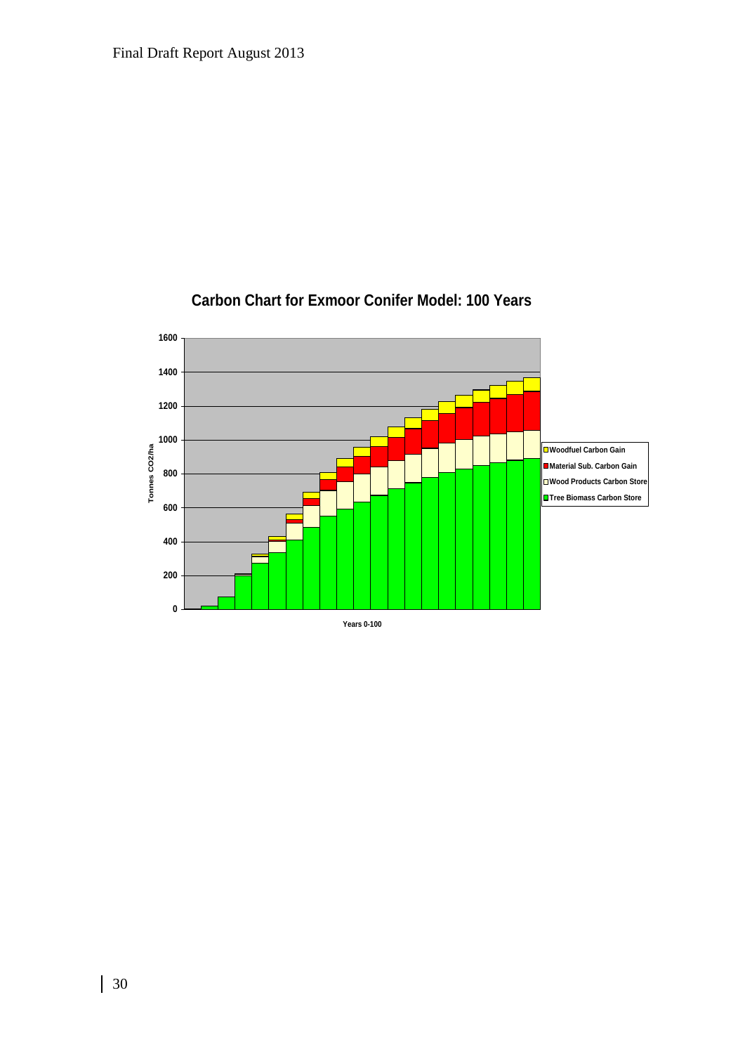**Carbon Chart for Exmoor Conifer Model: 100 Years**

Tonnes CO2/ha (0–1600) by Years 0-100

Legend:
- Woodfuel Carbon Gain
- Material Sub. Carbon Gain
- Wood Products Carbon Store
- Tree Biomass Carbon Store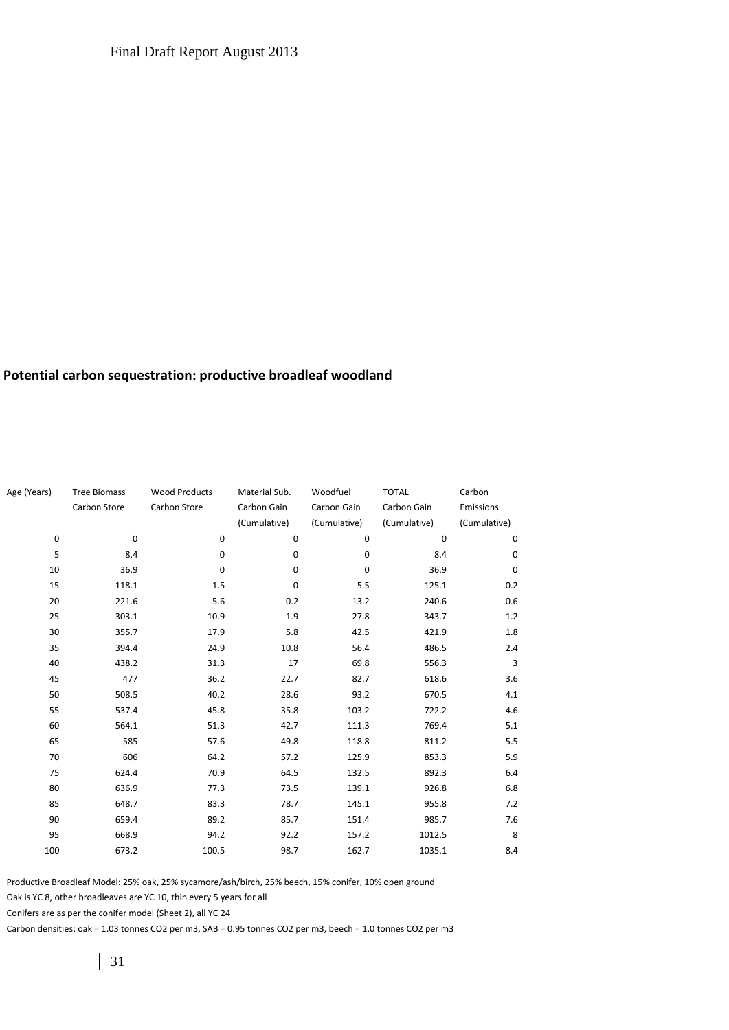**Potential carbon sequestration: productive broadleaf woodland**

| Age (Years) | Tree Biomass Carbon Store | Wood Products Carbon Store | Material Sub. Carbon Gain (Cumulative) | Woodfuel Carbon Gain (Cumulative) | TOTAL Carbon Gain (Cumulative) | Carbon Emissions (Cumulative) |
|---|---|---|---|---|---|---|
| 0 | 0 | 0 | 0 | 0 | 0 | 0 |
| 5 | 8.4 | 0 | 0 | 0 | 8.4 | 0 |
| 10 | 36.9 | 0 | 0 | 0 | 36.9 | 0 |
| 15 | 118.1 | 1.5 | 0 | 5.5 | 125.1 | 0.2 |
| 20 | 221.6 | 5.6 | 0.2 | 13.2 | 240.6 | 0.6 |
| 25 | 303.1 | 10.9 | 1.9 | 27.8 | 343.7 | 1.2 |
| 30 | 355.7 | 17.9 | 5.8 | 42.5 | 421.9 | 1.8 |
| 35 | 394.4 | 24.9 | 10.8 | 56.4 | 486.5 | 2.4 |
| 40 | 438.2 | 31.3 | 17 | 69.8 | 556.3 | 3 |
| 45 | 477 | 36.2 | 22.7 | 82.7 | 618.6 | 3.6 |
| 50 | 508.5 | 40.2 | 28.6 | 93.2 | 670.5 | 4.1 |
| 55 | 537.4 | 45.8 | 35.8 | 103.2 | 722.2 | 4.6 |
| 60 | 564.1 | 51.3 | 42.7 | 111.3 | 769.4 | 5.1 |
| 65 | 585 | 57.6 | 49.8 | 118.8 | 811.2 | 5.5 |
| 70 | 606 | 64.2 | 57.2 | 125.9 | 853.3 | 5.9 |
| 75 | 624.4 | 70.9 | 64.5 | 132.5 | 892.3 | 6.4 |
| 80 | 636.9 | 77.3 | 73.5 | 139.1 | 926.8 | 6.8 |
| 85 | 648.7 | 83.3 | 78.7 | 145.1 | 955.8 | 7.2 |
| 90 | 659.4 | 89.2 | 85.7 | 151.4 | 985.7 | 7.6 |
| 95 | 668.9 | 94.2 | 92.2 | 157.2 | 1012.5 | 8 |
| 100 | 673.2 | 100.5 | 98.7 | 162.7 | 1035.1 | 8.4 |

Productive Broadleaf Model: 25% oak, 25% sycamore/ash/birch, 25% beech, 15% conifer, 10% open ground

Oak is YC 8, other broadleaves are YC 10, thin every 5 years for all

Conifers are as per the conifer model (Sheet 2), all YC 24

Carbon densities: oak = 1.03 tonnes $CO_2$ per m3, SAB = 0.95 tonnes $CO_2$ per m3, beech = 1.0 tonnes $CO_2$ per m3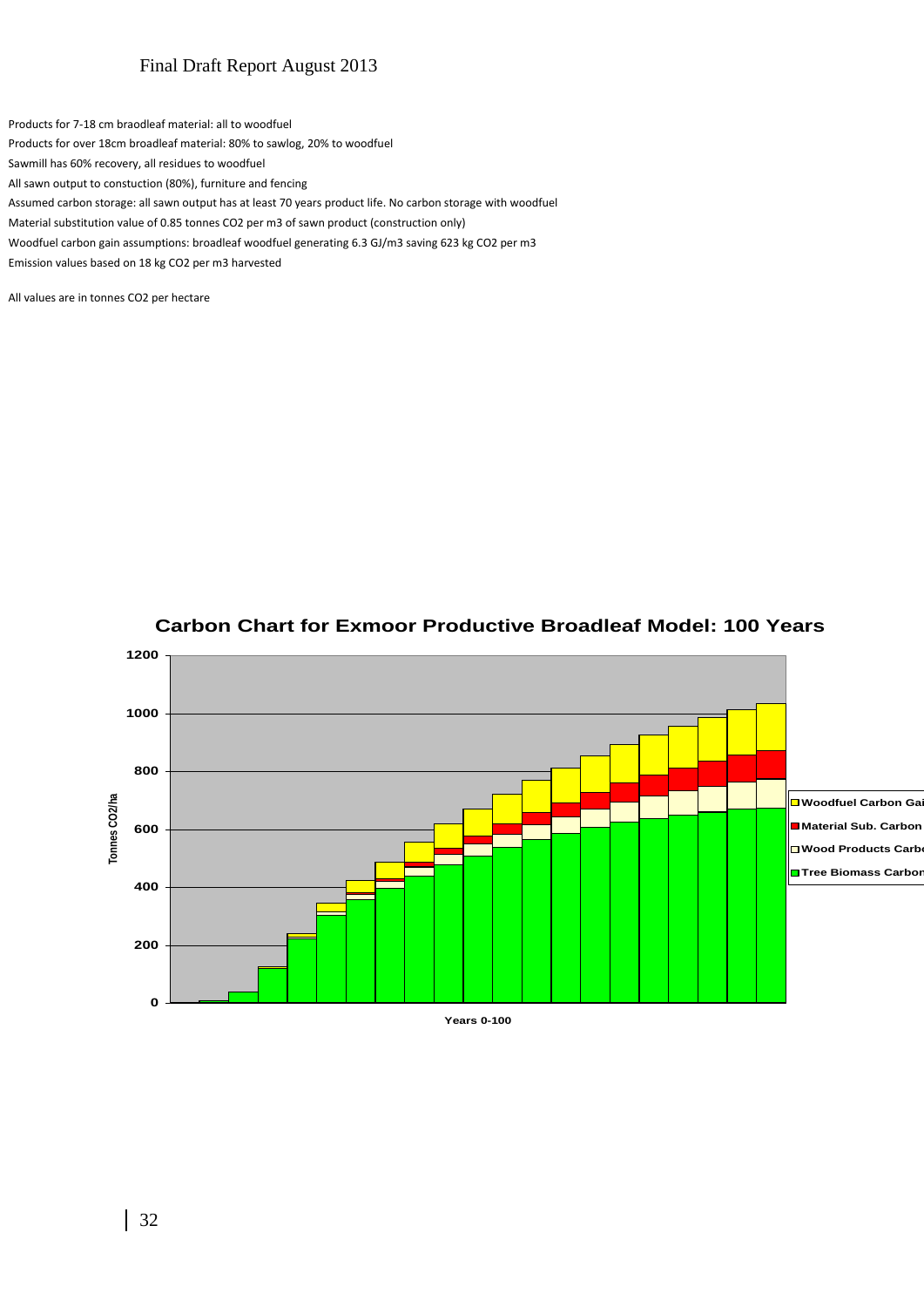Products for 7-18 cm braodleaf material: all to woodfuel

Products for over 18cm broadleaf material: 80% to sawlog, 20% to woodfuel

Sawmill has 60% recovery, all residues to woodfuel

All sawn output to constuction (80%), furniture and fencing

Assumed carbon storage: all sawn output has at least 70 years product life. No carbon storage with woodfuel

Material substitution value of 0.85 tonnes $CO_2$ per m3 of sawn product (construction only)

Woodfuel carbon gain assumptions: broadleaf woodfuel generating 6.3 GJ/m3 saving 623 kg $CO_2$ per m3

Emission values based on 18 kg $CO_2$ per m3 harvested

All values are in tonnes $CO_2$ per hectare

**Carbon Chart for Exmoor Productive Broadleaf Model: 100 Years**

Tonnes CO2/ha

Years 0-100

- Woodfuel Carbon Gai
- Material Sub. Carbon
- Wood Products Carbo
- Tree Biomass Carbon